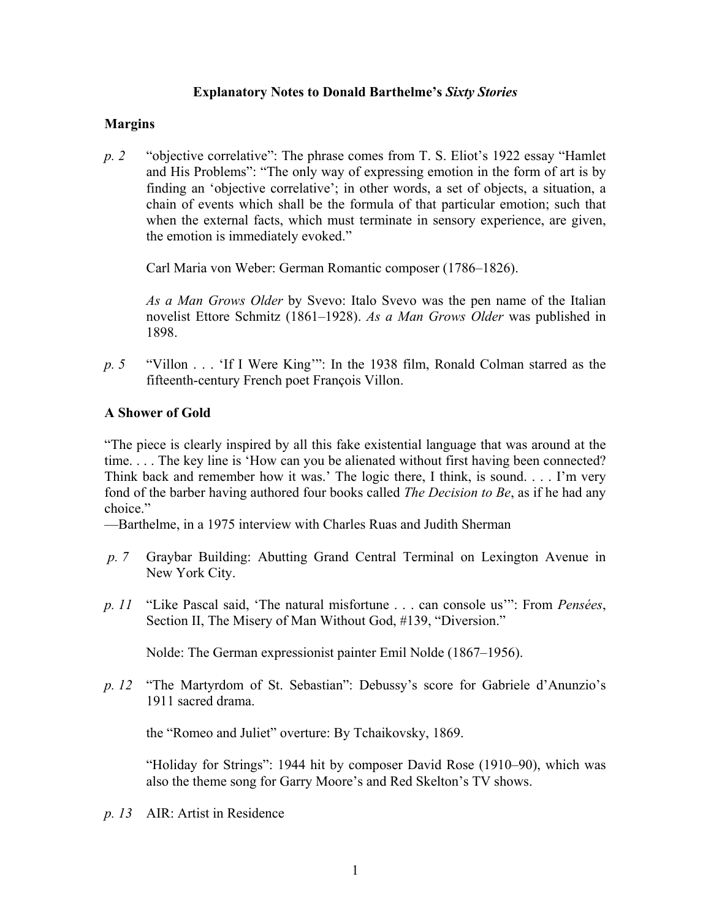# Explanatory Notes to Donald Barthelme's *Sixty Stories*

## Margins

*p. 2* "objective correlative": The phrase comes from T. S. Eliot's 1922 essay "Hamlet and His Problems": "The only way of expressing emotion in the form of art is by finding an 'objective correlative'; in other words, a set of objects, a situation, a chain of events which shall be the formula of that particular emotion; such that when the external facts, which must terminate in sensory experience, are given, the emotion is immediately evoked."

Carl Maria von Weber: German Romantic composer (1786–1826).

*As a Man Grows Older* by Svevo: Italo Svevo was the pen name of the Italian novelist Ettore Schmitz (1861–1928). *As a Man Grows Older* was published in 1898.

*p. 5* "Villon . . . 'If I Were King'": In the 1938 film, Ronald Colman starred as the fifteenth-century French poet François Villon.

## A Shower of Gold

"The piece is clearly inspired by all this fake existential language that was around at the time. . . . The key line is 'How can you be alienated without first having been connected? Think back and remember how it was.' The logic there, I think, is sound. . . . I'm very fond of the barber having authored four books called *The Decision to Be*, as if he had any choice."
—Barthelme, in a 1975 interview with Charles Ruas and Judith Sherman

*p. 7* Graybar Building: Abutting Grand Central Terminal on Lexington Avenue in New York City.

*p. 11* "Like Pascal said, 'The natural misfortune . . . can console us'": From *Pensées*, Section II, The Misery of Man Without God, #139, "Diversion."

Nolde: The German expressionist painter Emil Nolde (1867–1956).

*p. 12* "The Martyrdom of St. Sebastian": Debussy's score for Gabriele d'Anunzio's 1911 sacred drama.

the "Romeo and Juliet" overture: By Tchaikovsky, 1869.

"Holiday for Strings": 1944 hit by composer David Rose (1910–90), which was also the theme song for Garry Moore's and Red Skelton's TV shows.

*p. 13* AIR: Artist in Residence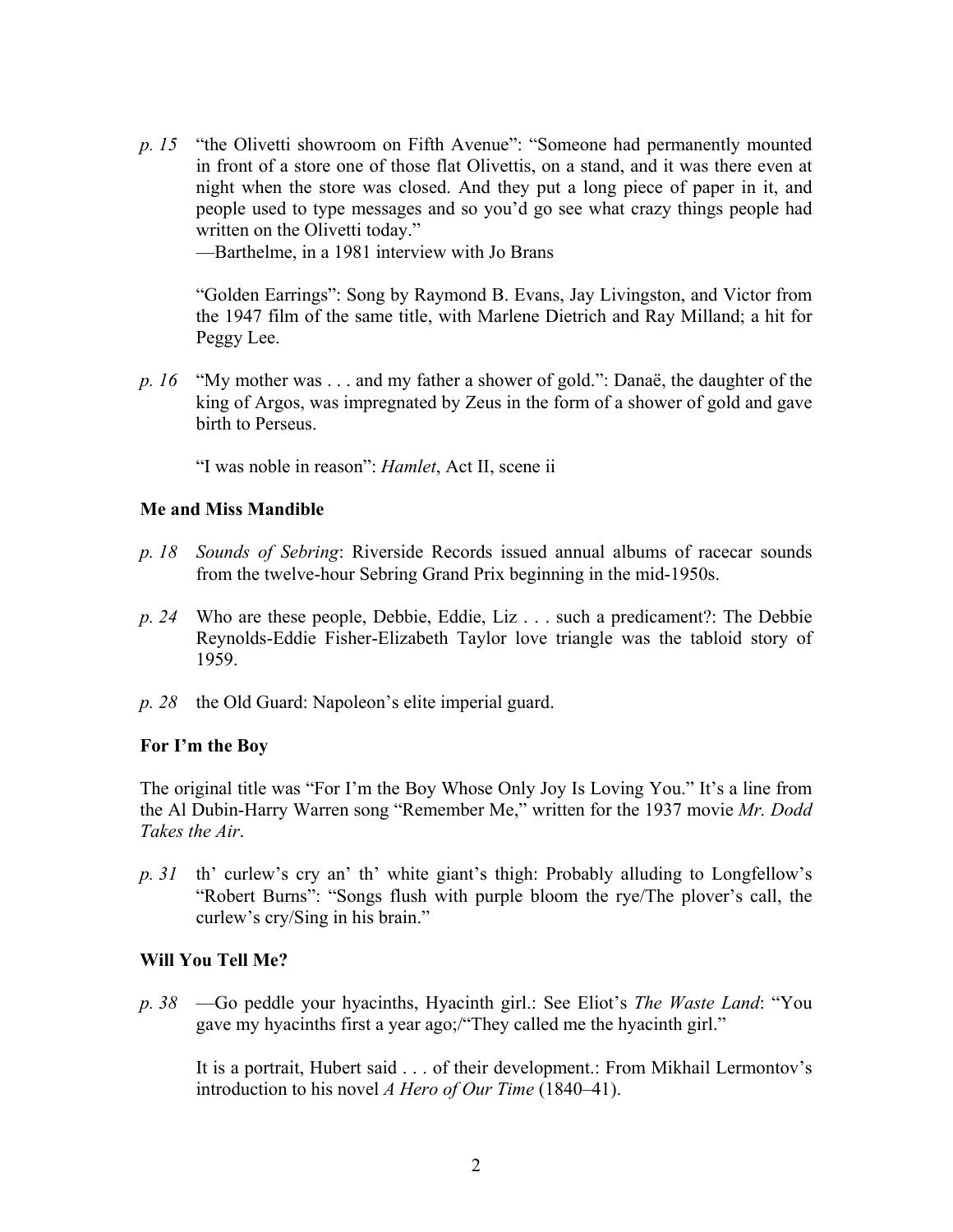*p. 15* "the Olivetti showroom on Fifth Avenue": "Someone had permanently mounted in front of a store one of those flat Olivettis, on a stand, and it was there even at night when the store was closed. And they put a long piece of paper in it, and people used to type messages and so you'd go see what crazy things people had written on the Olivetti today."
—Barthelme, in a 1981 interview with Jo Brans

"Golden Earrings": Song by Raymond B. Evans, Jay Livingston, and Victor from the 1947 film of the same title, with Marlene Dietrich and Ray Milland; a hit for Peggy Lee.

*p. 16* "My mother was . . . and my father a shower of gold.": Danaë, the daughter of the king of Argos, was impregnated by Zeus in the form of a shower of gold and gave birth to Perseus.

"I was noble in reason": *Hamlet*, Act II, scene ii

**Me and Miss Mandible**

*p. 18* *Sounds of Sebring*: Riverside Records issued annual albums of racecar sounds from the twelve-hour Sebring Grand Prix beginning in the mid-1950s.

*p. 24* Who are these people, Debbie, Eddie, Liz . . . such a predicament?: The Debbie Reynolds-Eddie Fisher-Elizabeth Taylor love triangle was the tabloid story of 1959.

*p. 28* the Old Guard: Napoleon's elite imperial guard.

**For I'm the Boy**

The original title was "For I'm the Boy Whose Only Joy Is Loving You." It's a line from the Al Dubin-Harry Warren song "Remember Me," written for the 1937 movie *Mr. Dodd Takes the Air*.

*p. 31* th' curlew's cry an' th' white giant's thigh: Probably alluding to Longfellow's "Robert Burns": "Songs flush with purple bloom the rye/The plover's call, the curlew's cry/Sing in his brain."

**Will You Tell Me?**

*p. 38* —Go peddle your hyacinths, Hyacinth girl.: See Eliot's *The Waste Land*: "You gave my hyacinths first a year ago;/"They called me the hyacinth girl."

It is a portrait, Hubert said . . . of their development.: From Mikhail Lermontov's introduction to his novel *A Hero of Our Time* (1840–41).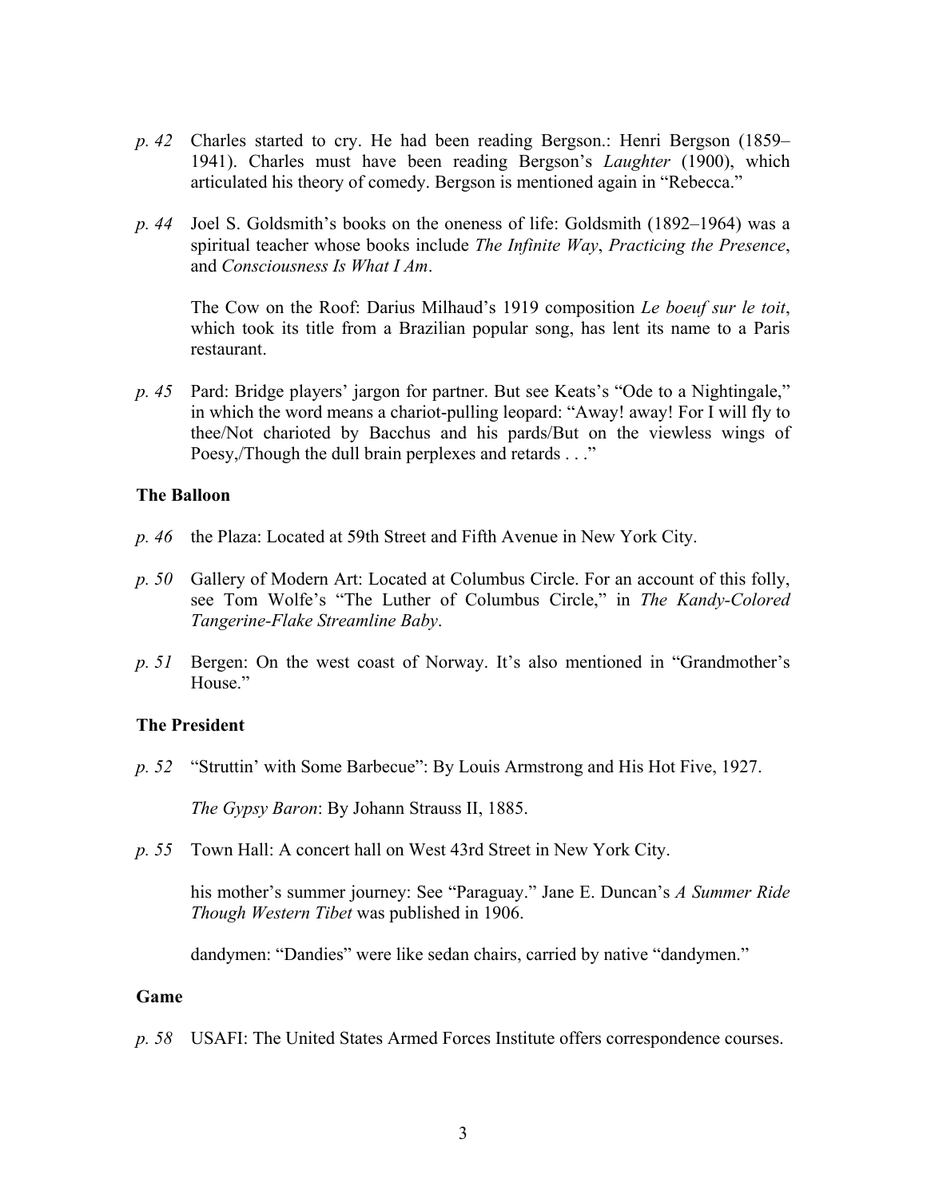*p. 42* Charles started to cry. He had been reading Bergson.: Henri Bergson (1859–1941). Charles must have been reading Bergson's *Laughter* (1900), which articulated his theory of comedy. Bergson is mentioned again in "Rebecca."

*p. 44* Joel S. Goldsmith's books on the oneness of life: Goldsmith (1892–1964) was a spiritual teacher whose books include *The Infinite Way*, *Practicing the Presence*, and *Consciousness Is What I Am*.

The Cow on the Roof: Darius Milhaud's 1919 composition *Le boeuf sur le toit*, which took its title from a Brazilian popular song, has lent its name to a Paris restaurant.

*p. 45* Pard: Bridge players' jargon for partner. But see Keats's "Ode to a Nightingale," in which the word means a chariot-pulling leopard: "Away! away! For I will fly to thee/Not charioted by Bacchus and his pards/But on the viewless wings of Poesy,/Though the dull brain perplexes and retards . . ."

**The Balloon**

*p. 46* the Plaza: Located at 59th Street and Fifth Avenue in New York City.

*p. 50* Gallery of Modern Art: Located at Columbus Circle. For an account of this folly, see Tom Wolfe's "The Luther of Columbus Circle," in *The Kandy-Colored Tangerine-Flake Streamline Baby*.

*p. 51* Bergen: On the west coast of Norway. It's also mentioned in "Grandmother's House."

**The President**

*p. 52* "Struttin' with Some Barbecue": By Louis Armstrong and His Hot Five, 1927.

*The Gypsy Baron*: By Johann Strauss II, 1885.

*p. 55* Town Hall: A concert hall on West 43rd Street in New York City.

his mother's summer journey: See "Paraguay." Jane E. Duncan's *A Summer Ride Though Western Tibet* was published in 1906.

dandymen: "Dandies" were like sedan chairs, carried by native "dandymen."

**Game**

*p. 58* USAFI: The United States Armed Forces Institute offers correspondence courses.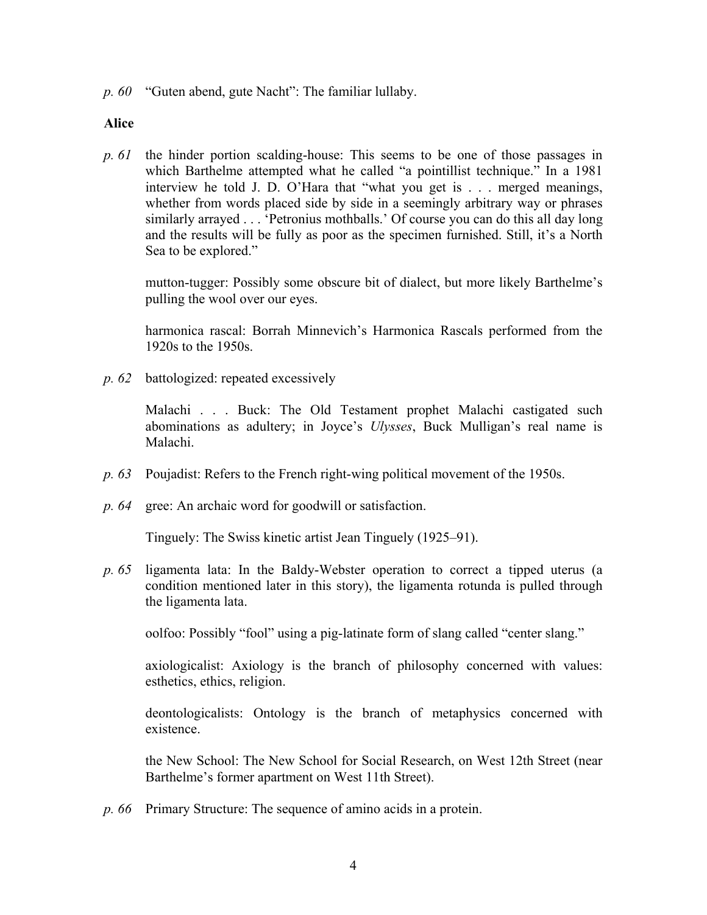*p. 60* "Guten abend, gute Nacht": The familiar lullaby.

**Alice**

*p. 61* the hinder portion scalding-house: This seems to be one of those passages in which Barthelme attempted what he called "a pointillist technique." In a 1981 interview he told J. D. O'Hara that "what you get is . . . merged meanings, whether from words placed side by side in a seemingly arbitrary way or phrases similarly arrayed . . . 'Petronius mothballs.' Of course you can do this all day long and the results will be fully as poor as the specimen furnished. Still, it's a North Sea to be explored."

mutton-tugger: Possibly some obscure bit of dialect, but more likely Barthelme's pulling the wool over our eyes.

harmonica rascal: Borrah Minnevich's Harmonica Rascals performed from the 1920s to the 1950s.

*p. 62* battologized: repeated excessively

Malachi . . . Buck: The Old Testament prophet Malachi castigated such abominations as adultery; in Joyce's *Ulysses*, Buck Mulligan's real name is Malachi.

*p. 63* Poujadist: Refers to the French right-wing political movement of the 1950s.

*p. 64* gree: An archaic word for goodwill or satisfaction.

Tinguely: The Swiss kinetic artist Jean Tinguely (1925–91).

*p. 65* ligamenta lata: In the Baldy-Webster operation to correct a tipped uterus (a condition mentioned later in this story), the ligamenta rotunda is pulled through the ligamenta lata.

oolfoo: Possibly "fool" using a pig-latinate form of slang called "center slang."

axiologicalist: Axiology is the branch of philosophy concerned with values: esthetics, ethics, religion.

deontologicalists: Ontology is the branch of metaphysics concerned with existence.

the New School: The New School for Social Research, on West 12th Street (near Barthelme's former apartment on West 11th Street).

*p. 66* Primary Structure: The sequence of amino acids in a protein.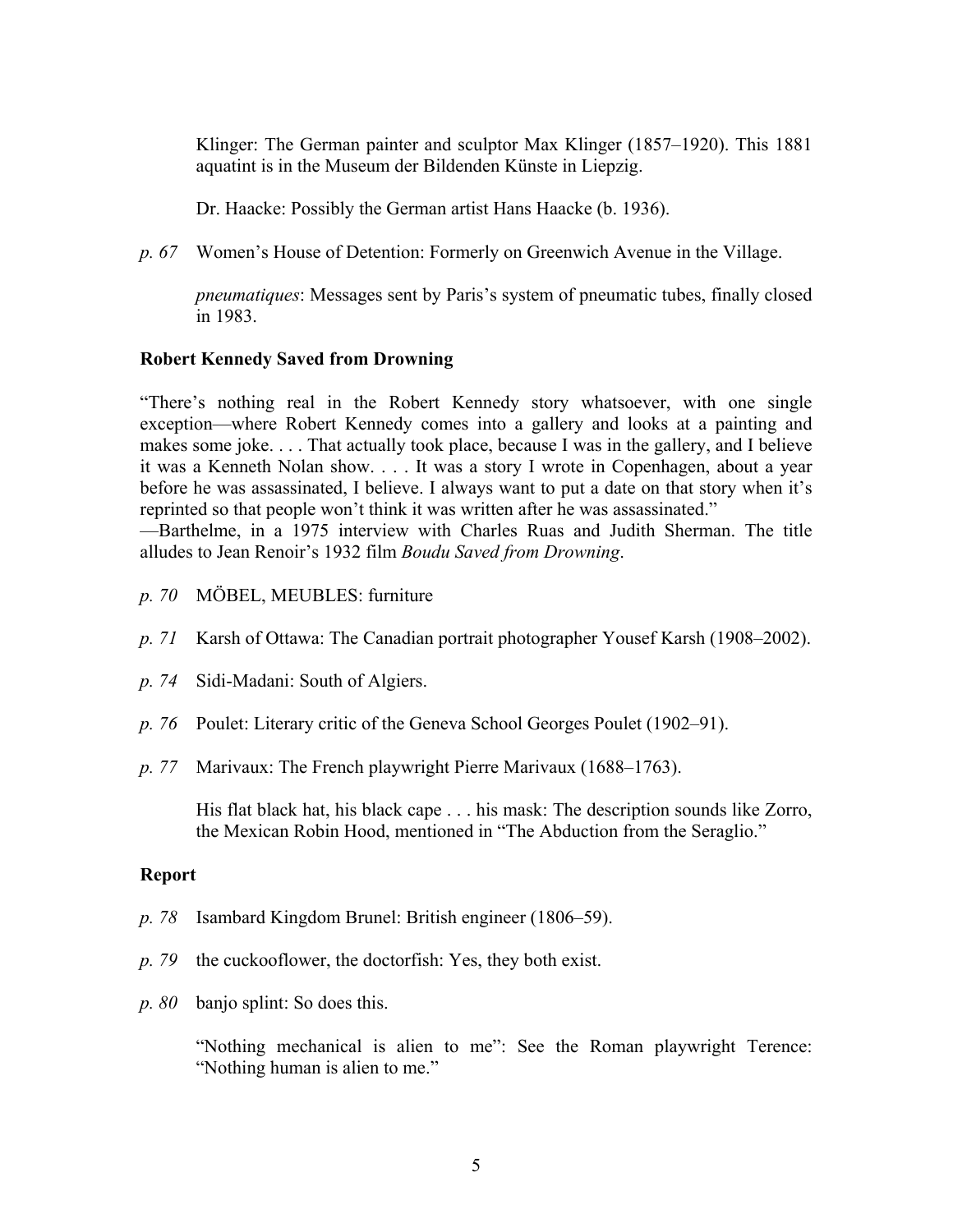Klinger: The German painter and sculptor Max Klinger (1857–1920). This 1881 aquatint is in the Museum der Bildenden Künste in Liepzig.

Dr. Haacke: Possibly the German artist Hans Haacke (b. 1936).

*p. 67* Women's House of Detention: Formerly on Greenwich Avenue in the Village.

*pneumatiques*: Messages sent by Paris's system of pneumatic tubes, finally closed in 1983.

**Robert Kennedy Saved from Drowning**

"There's nothing real in the Robert Kennedy story whatsoever, with one single exception—where Robert Kennedy comes into a gallery and looks at a painting and makes some joke. . . . That actually took place, because I was in the gallery, and I believe it was a Kenneth Nolan show. . . . It was a story I wrote in Copenhagen, about a year before he was assassinated, I believe. I always want to put a date on that story when it's reprinted so that people won't think it was written after he was assassinated."
—Barthelme, in a 1975 interview with Charles Ruas and Judith Sherman. The title alludes to Jean Renoir's 1932 film *Boudu Saved from Drowning*.

*p. 70* MÖBEL, MEUBLES: furniture

*p. 71* Karsh of Ottawa: The Canadian portrait photographer Yousef Karsh (1908–2002).

*p. 74* Sidi-Madani: South of Algiers.

*p. 76* Poulet: Literary critic of the Geneva School Georges Poulet (1902–91).

*p. 77* Marivaux: The French playwright Pierre Marivaux (1688–1763).

His flat black hat, his black cape . . . his mask: The description sounds like Zorro, the Mexican Robin Hood, mentioned in "The Abduction from the Seraglio."

**Report**

*p. 78* Isambard Kingdom Brunel: British engineer (1806–59).

*p. 79* the cuckooflower, the doctorfish: Yes, they both exist.

*p. 80* banjo splint: So does this.

"Nothing mechanical is alien to me": See the Roman playwright Terence: "Nothing human is alien to me."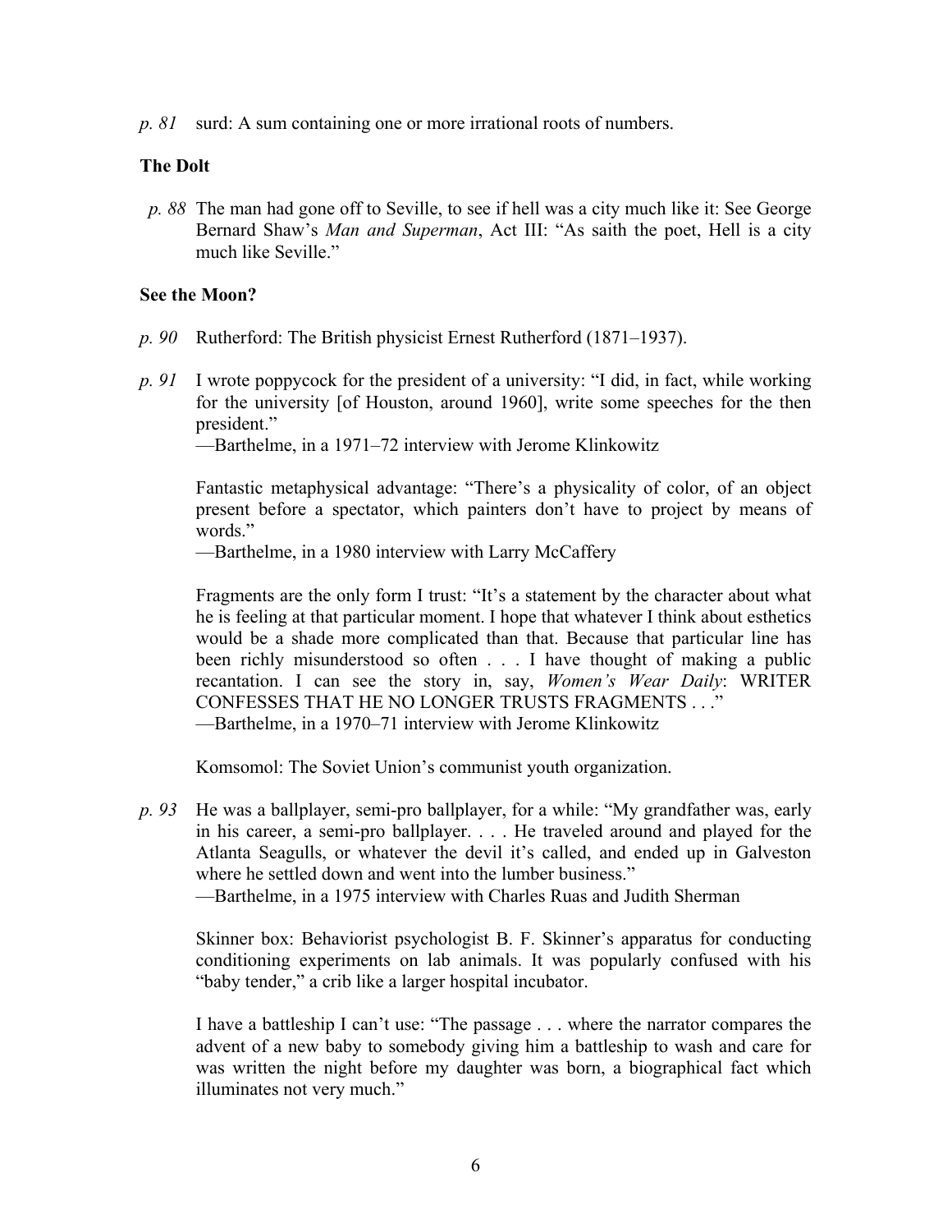*p. 81* surd: A sum containing one or more irrational roots of numbers.

### The Dolt

*p. 88* The man had gone off to Seville, to see if hell was a city much like it: See George Bernard Shaw's *Man and Superman*, Act III: "As saith the poet, Hell is a city much like Seville."

### See the Moon?

*p. 90* Rutherford: The British physicist Ernest Rutherford (1871–1937).

*p. 91* I wrote poppycock for the president of a university: "I did, in fact, while working for the university [of Houston, around 1960], write some speeches for the then president."
—Barthelme, in a 1971–72 interview with Jerome Klinkowitz

Fantastic metaphysical advantage: "There's a physicality of color, of an object present before a spectator, which painters don't have to project by means of words."
—Barthelme, in a 1980 interview with Larry McCaffery

Fragments are the only form I trust: "It's a statement by the character about what he is feeling at that particular moment. I hope that whatever I think about esthetics would be a shade more complicated than that. Because that particular line has been richly misunderstood so often . . . I have thought of making a public recantation. I can see the story in, say, *Women's Wear Daily*: WRITER CONFESSES THAT HE NO LONGER TRUSTS FRAGMENTS . . ."
—Barthelme, in a 1970–71 interview with Jerome Klinkowitz

Komsomol: The Soviet Union's communist youth organization.

*p. 93* He was a ballplayer, semi-pro ballplayer, for a while: "My grandfather was, early in his career, a semi-pro ballplayer. . . . He traveled around and played for the Atlanta Seagulls, or whatever the devil it's called, and ended up in Galveston where he settled down and went into the lumber business."
—Barthelme, in a 1975 interview with Charles Ruas and Judith Sherman

Skinner box: Behaviorist psychologist B. F. Skinner's apparatus for conducting conditioning experiments on lab animals. It was popularly confused with his "baby tender," a crib like a larger hospital incubator.

I have a battleship I can't use: "The passage . . . where the narrator compares the advent of a new baby to somebody giving him a battleship to wash and care for was written the night before my daughter was born, a biographical fact which illuminates not very much."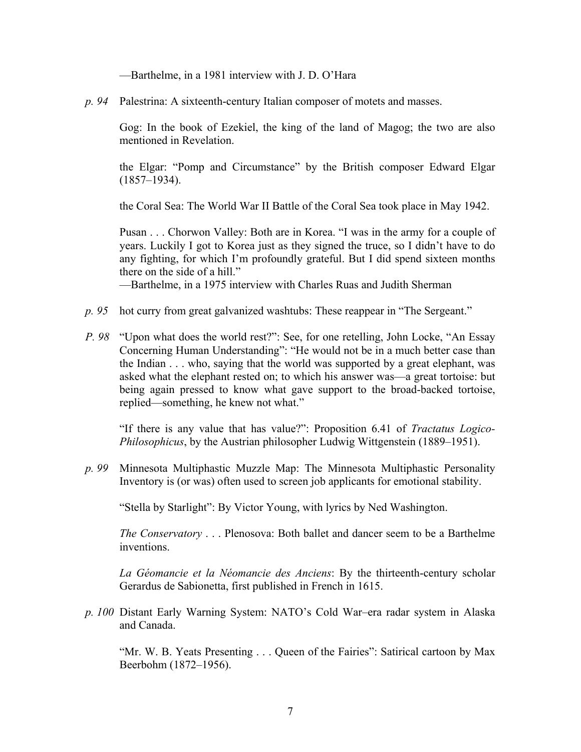—Barthelme, in a 1981 interview with J. D. O'Hara

*p. 94* Palestrina: A sixteenth-century Italian composer of motets and masses.

Gog: In the book of Ezekiel, the king of the land of Magog; the two are also mentioned in Revelation.

the Elgar: "Pomp and Circumstance" by the British composer Edward Elgar (1857–1934).

the Coral Sea: The World War II Battle of the Coral Sea took place in May 1942.

Pusan . . . Chorwon Valley: Both are in Korea. "I was in the army for a couple of years. Luckily I got to Korea just as they signed the truce, so I didn't have to do any fighting, for which I'm profoundly grateful. But I did spend sixteen months there on the side of a hill."
—Barthelme, in a 1975 interview with Charles Ruas and Judith Sherman

*p. 95* hot curry from great galvanized washtubs: These reappear in "The Sergeant."

*P. 98* "Upon what does the world rest?": See, for one retelling, John Locke, "An Essay Concerning Human Understanding": "He would not be in a much better case than the Indian . . . who, saying that the world was supported by a great elephant, was asked what the elephant rested on; to which his answer was—a great tortoise: but being again pressed to know what gave support to the broad-backed tortoise, replied—something, he knew not what."

"If there is any value that has value?": Proposition 6.41 of *Tractatus Logico-Philosophicus*, by the Austrian philosopher Ludwig Wittgenstein (1889–1951).

*p. 99* Minnesota Multiphastic Muzzle Map: The Minnesota Multiphastic Personality Inventory is (or was) often used to screen job applicants for emotional stability.

"Stella by Starlight": By Victor Young, with lyrics by Ned Washington.

*The Conservatory* . . . Plenosova: Both ballet and dancer seem to be a Barthelme inventions.

*La Géomancie et la Néomancie des Anciens*: By the thirteenth-century scholar Gerardus de Sabionetta, first published in French in 1615.

*p. 100* Distant Early Warning System: NATO's Cold War–era radar system in Alaska and Canada.

"Mr. W. B. Yeats Presenting . . . Queen of the Fairies": Satirical cartoon by Max Beerbohm (1872–1956).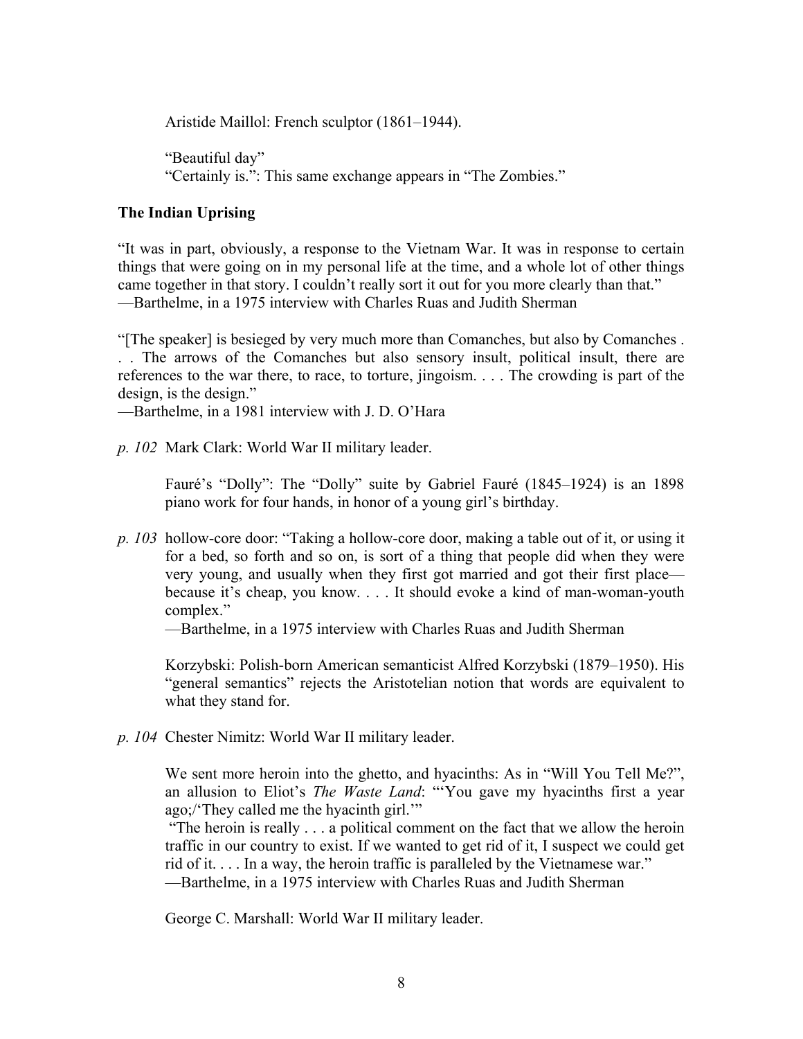Aristide Maillol: French sculptor (1861–1944).

"Beautiful day"
"Certainly is.": This same exchange appears in "The Zombies."

**The Indian Uprising**

"It was in part, obviously, a response to the Vietnam War. It was in response to certain things that were going on in my personal life at the time, and a whole lot of other things came together in that story. I couldn't really sort it out for you more clearly than that."
—Barthelme, in a 1975 interview with Charles Ruas and Judith Sherman

"[The speaker] is besieged by very much more than Comanches, but also by Comanches . . . The arrows of the Comanches but also sensory insult, political insult, there are references to the war there, to race, to torture, jingoism. . . . The crowding is part of the design, is the design."
—Barthelme, in a 1981 interview with J. D. O'Hara

*p. 102* Mark Clark: World War II military leader.

Fauré's "Dolly": The "Dolly" suite by Gabriel Fauré (1845–1924) is an 1898 piano work for four hands, in honor of a young girl's birthday.

*p. 103* hollow-core door: "Taking a hollow-core door, making a table out of it, or using it for a bed, so forth and so on, is sort of a thing that people did when they were very young, and usually when they first got married and got their first place—because it's cheap, you know. . . . It should evoke a kind of man-woman-youth complex."
—Barthelme, in a 1975 interview with Charles Ruas and Judith Sherman

Korzybski: Polish-born American semanticist Alfred Korzybski (1879–1950). His "general semantics" rejects the Aristotelian notion that words are equivalent to what they stand for.

*p. 104* Chester Nimitz: World War II military leader.

We sent more heroin into the ghetto, and hyacinths: As in "Will You Tell Me?", an allusion to Eliot's *The Waste Land*: "'You gave my hyacinths first a year ago;/'They called me the hyacinth girl.'"
"The heroin is really . . . a political comment on the fact that we allow the heroin traffic in our country to exist. If we wanted to get rid of it, I suspect we could get rid of it. . . . In a way, the heroin traffic is paralleled by the Vietnamese war."
—Barthelme, in a 1975 interview with Charles Ruas and Judith Sherman

George C. Marshall: World War II military leader.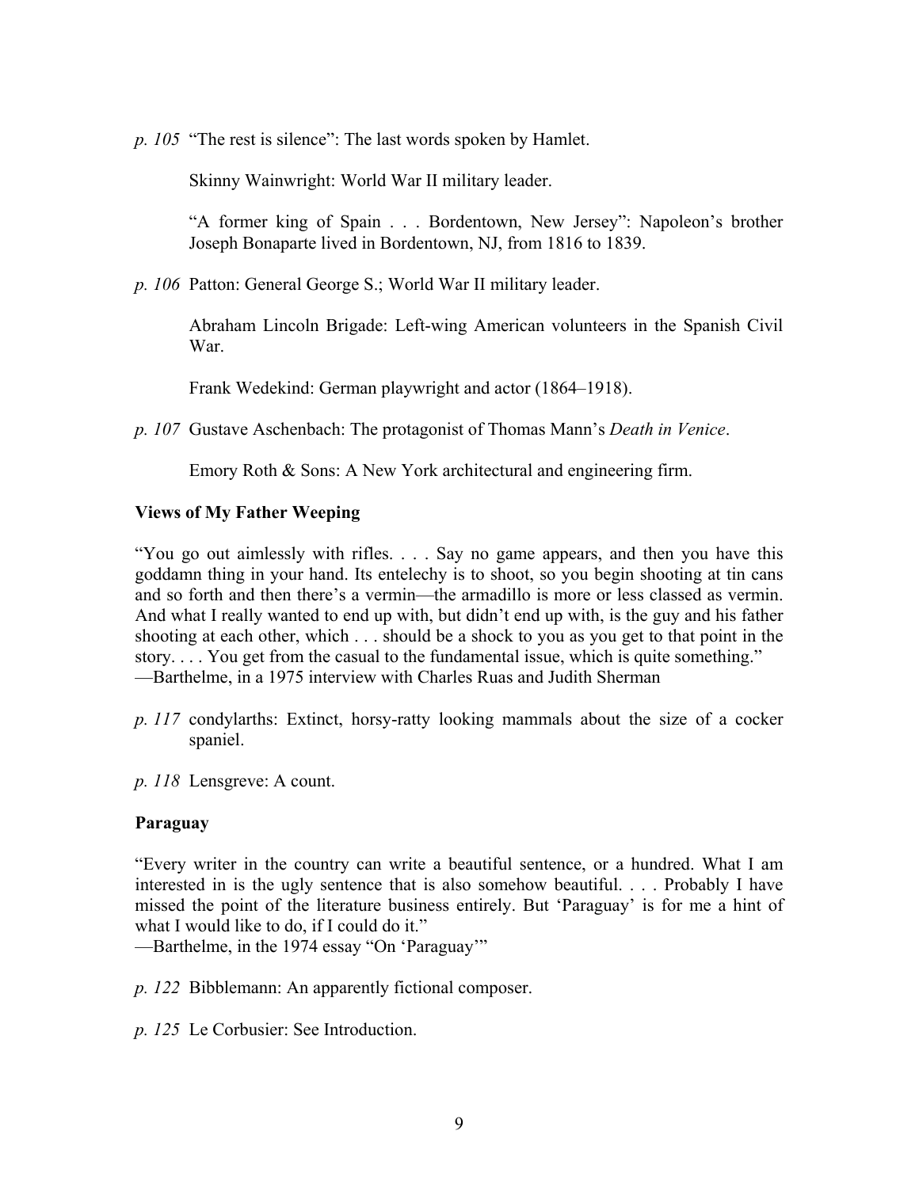*p. 105* "The rest is silence": The last words spoken by Hamlet.

Skinny Wainwright: World War II military leader.

"A former king of Spain . . . Bordentown, New Jersey": Napoleon's brother Joseph Bonaparte lived in Bordentown, NJ, from 1816 to 1839.

*p. 106* Patton: General George S.; World War II military leader.

Abraham Lincoln Brigade: Left-wing American volunteers in the Spanish Civil War.

Frank Wedekind: German playwright and actor (1864–1918).

*p. 107* Gustave Aschenbach: The protagonist of Thomas Mann's *Death in Venice*.

Emory Roth & Sons: A New York architectural and engineering firm.

**Views of My Father Weeping**

"You go out aimlessly with rifles. . . . Say no game appears, and then you have this goddamn thing in your hand. Its entelechy is to shoot, so you begin shooting at tin cans and so forth and then there's a vermin—the armadillo is more or less classed as vermin. And what I really wanted to end up with, but didn't end up with, is the guy and his father shooting at each other, which . . . should be a shock to you as you get to that point in the story. . . . You get from the casual to the fundamental issue, which is quite something."
—Barthelme, in a 1975 interview with Charles Ruas and Judith Sherman

*p. 117* condylarths: Extinct, horsy-ratty looking mammals about the size of a cocker spaniel.

*p. 118* Lensgreve: A count.

**Paraguay**

"Every writer in the country can write a beautiful sentence, or a hundred. What I am interested in is the ugly sentence that is also somehow beautiful. . . . Probably I have missed the point of the literature business entirely. But 'Paraguay' is for me a hint of what I would like to do, if I could do it."
—Barthelme, in the 1974 essay "On 'Paraguay'"

*p. 122* Bibblemann: An apparently fictional composer.

*p. 125* Le Corbusier: See Introduction.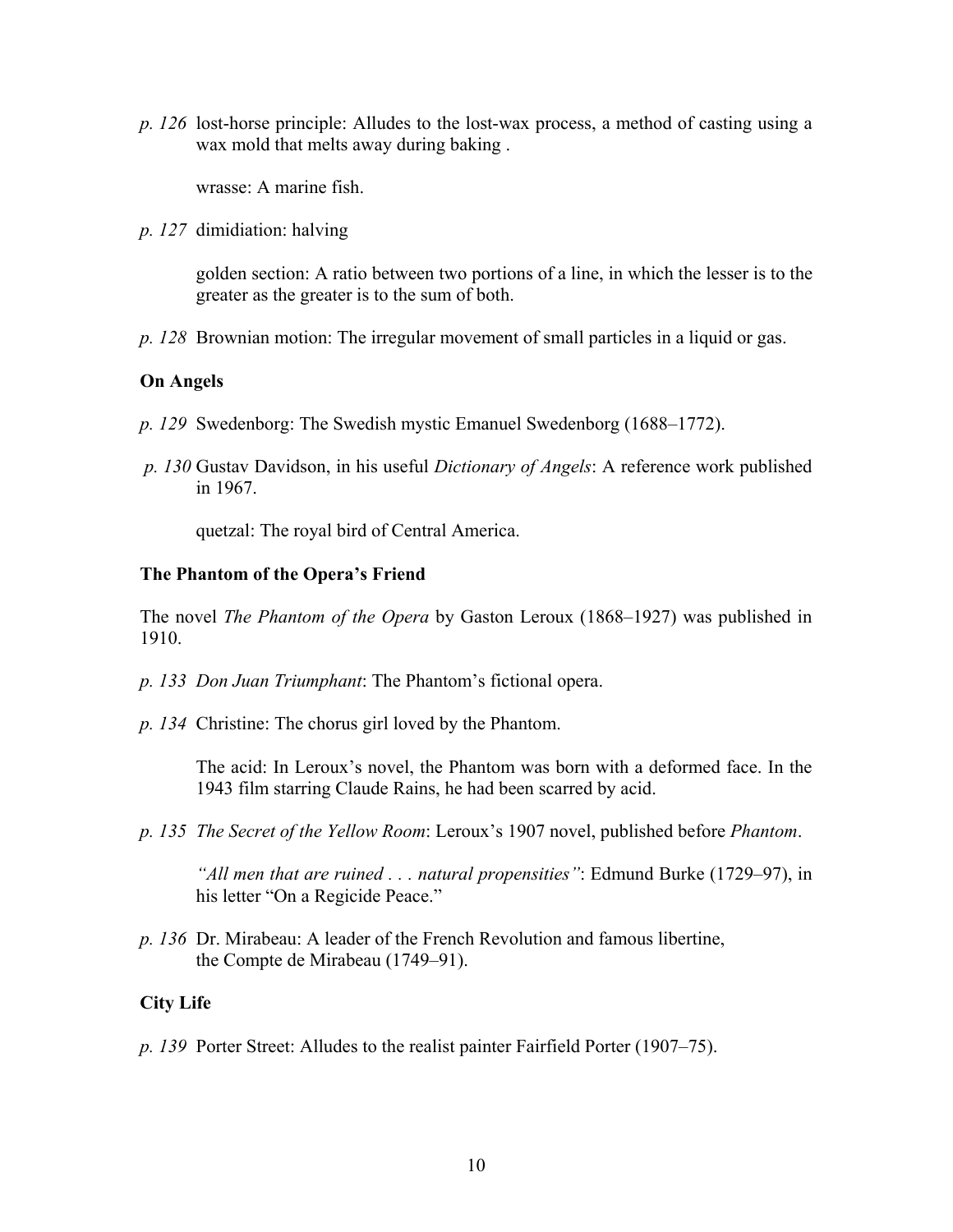*p. 126* lost-horse principle: Alludes to the lost-wax process, a method of casting using a wax mold that melts away during baking .

wrasse: A marine fish.

*p. 127* dimidiation: halving

golden section: A ratio between two portions of a line, in which the lesser is to the greater as the greater is to the sum of both.

*p. 128* Brownian motion: The irregular movement of small particles in a liquid or gas.

**On Angels**

*p. 129* Swedenborg: The Swedish mystic Emanuel Swedenborg (1688–1772).

*p. 130* Gustav Davidson, in his useful *Dictionary of Angels*: A reference work published in 1967.

quetzal: The royal bird of Central America.

**The Phantom of the Opera's Friend**

The novel *The Phantom of the Opera* by Gaston Leroux (1868–1927) was published in 1910.

*p. 133* *Don Juan Triumphant*: The Phantom's fictional opera.

*p. 134* Christine: The chorus girl loved by the Phantom.

The acid: In Leroux's novel, the Phantom was born with a deformed face. In the 1943 film starring Claude Rains, he had been scarred by acid.

*p. 135* *The Secret of the Yellow Room*: Leroux's 1907 novel, published before *Phantom*.

*"All men that are ruined . . . natural propensities"*: Edmund Burke (1729–97), in his letter "On a Regicide Peace."

*p. 136* Dr. Mirabeau: A leader of the French Revolution and famous libertine, the Compte de Mirabeau (1749–91).

**City Life**

*p. 139* Porter Street: Alludes to the realist painter Fairfield Porter (1907–75).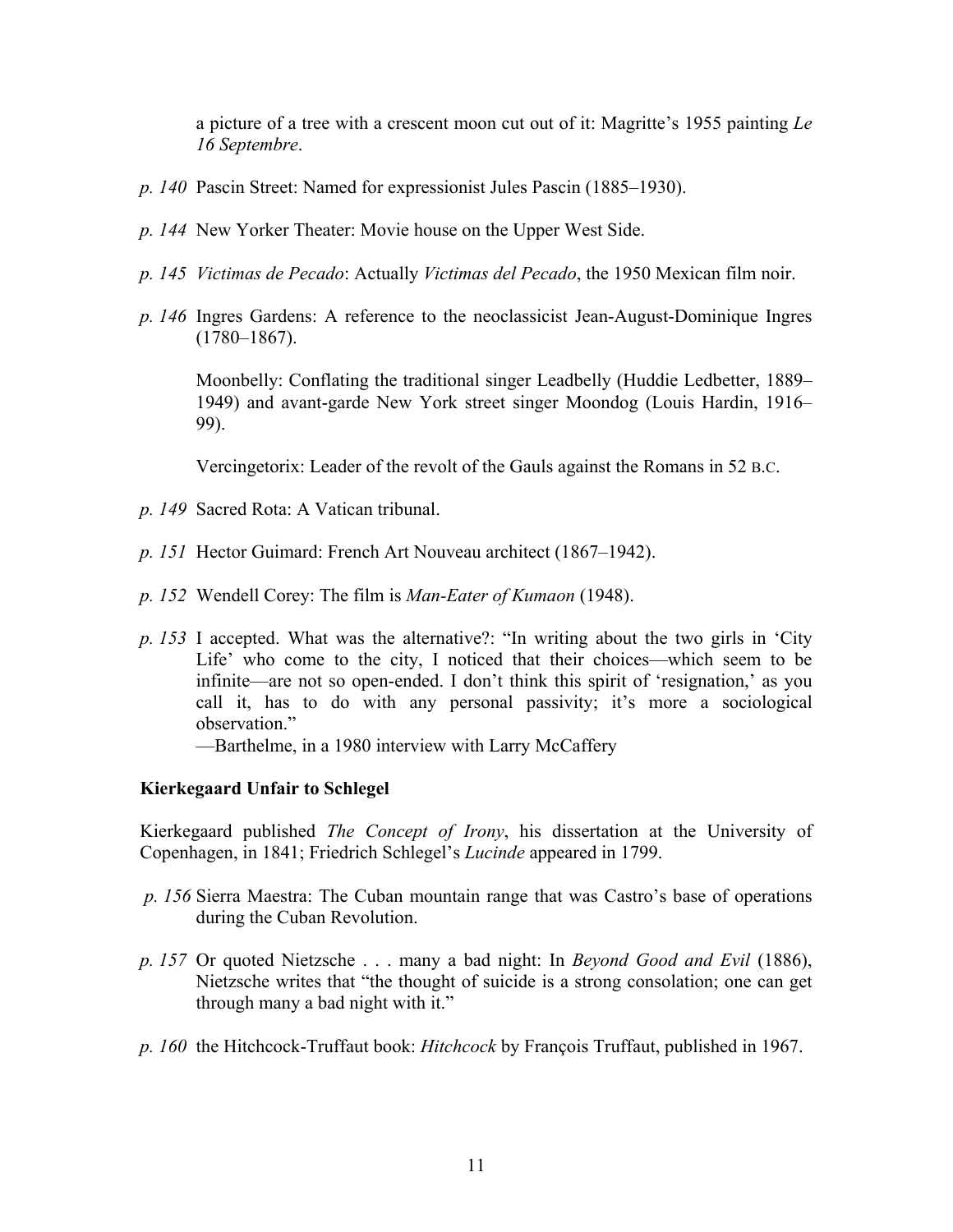a picture of a tree with a crescent moon cut out of it: Magritte's 1955 painting *Le 16 Septembre*.

*p. 140* Pascin Street: Named for expressionist Jules Pascin (1885–1930).

*p. 144* New Yorker Theater: Movie house on the Upper West Side.

*p. 145* *Victimas de Pecado*: Actually *Victimas del Pecado*, the 1950 Mexican film noir.

*p. 146* Ingres Gardens: A reference to the neoclassicist Jean-August-Dominique Ingres (1780–1867).

Moonbelly: Conflating the traditional singer Leadbelly (Huddie Ledbetter, 1889–1949) and avant-garde New York street singer Moondog (Louis Hardin, 1916–99).

Vercingetorix: Leader of the revolt of the Gauls against the Romans in 52 B.C.

*p. 149* Sacred Rota: A Vatican tribunal.

*p. 151* Hector Guimard: French Art Nouveau architect (1867–1942).

*p. 152* Wendell Corey: The film is *Man-Eater of Kumaon* (1948).

*p. 153* I accepted. What was the alternative?: "In writing about the two girls in 'City Life' who come to the city, I noticed that their choices—which seem to be infinite—are not so open-ended. I don't think this spirit of 'resignation,' as you call it, has to do with any personal passivity; it's more a sociological observation."
—Barthelme, in a 1980 interview with Larry McCaffery

**Kierkegaard Unfair to Schlegel**

Kierkegaard published *The Concept of Irony*, his dissertation at the University of Copenhagen, in 1841; Friedrich Schlegel's *Lucinde* appeared in 1799.

*p. 156* Sierra Maestra: The Cuban mountain range that was Castro's base of operations during the Cuban Revolution.

*p. 157* Or quoted Nietzsche . . . many a bad night: In *Beyond Good and Evil* (1886), Nietzsche writes that "the thought of suicide is a strong consolation; one can get through many a bad night with it."

*p. 160* the Hitchcock-Truffaut book: *Hitchcock* by François Truffaut, published in 1967.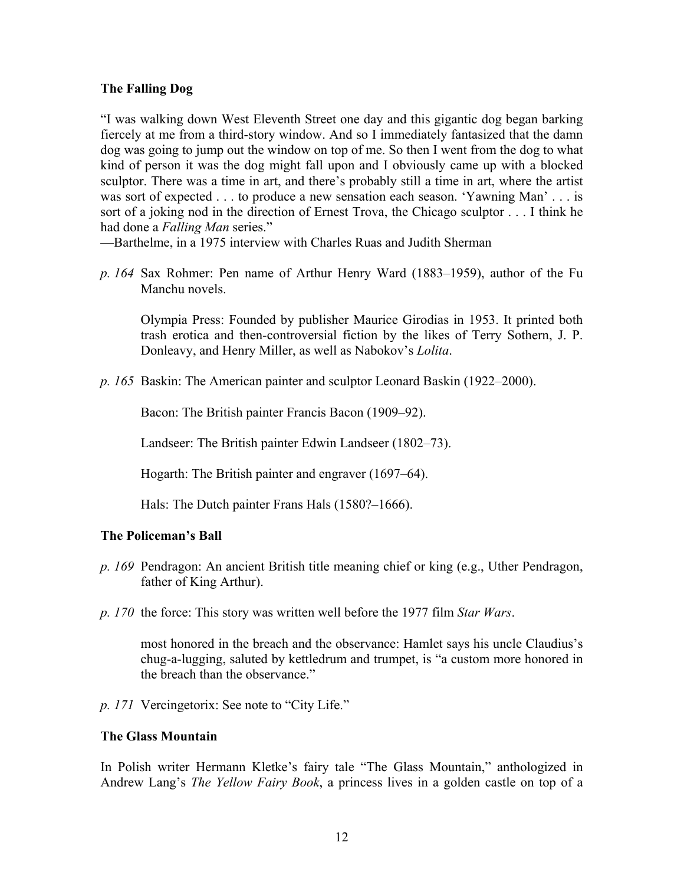### The Falling Dog

"I was walking down West Eleventh Street one day and this gigantic dog began barking fiercely at me from a third-story window. And so I immediately fantasized that the damn dog was going to jump out the window on top of me. So then I went from the dog to what kind of person it was the dog might fall upon and I obviously came up with a blocked sculptor. There was a time in art, and there's probably still a time in art, where the artist was sort of expected . . . to produce a new sensation each season. 'Yawning Man' . . . is sort of a joking nod in the direction of Ernest Trova, the Chicago sculptor . . . I think he had done a *Falling Man* series."
—Barthelme, in a 1975 interview with Charles Ruas and Judith Sherman

*p. 164* Sax Rohmer: Pen name of Arthur Henry Ward (1883–1959), author of the Fu Manchu novels.

Olympia Press: Founded by publisher Maurice Girodias in 1953. It printed both trash erotica and then-controversial fiction by the likes of Terry Sothern, J. P. Donleavy, and Henry Miller, as well as Nabokov's *Lolita*.

*p. 165* Baskin: The American painter and sculptor Leonard Baskin (1922–2000).

Bacon: The British painter Francis Bacon (1909–92).

Landseer: The British painter Edwin Landseer (1802–73).

Hogarth: The British painter and engraver (1697–64).

Hals: The Dutch painter Frans Hals (1580?–1666).

### The Policeman's Ball

*p. 169* Pendragon: An ancient British title meaning chief or king (e.g., Uther Pendragon, father of King Arthur).

*p. 170* the force: This story was written well before the 1977 film *Star Wars*.

most honored in the breach and the observance: Hamlet says his uncle Claudius's chug-a-lugging, saluted by kettledrum and trumpet, is "a custom more honored in the breach than the observance."

*p. 171* Vercingetorix: See note to "City Life."

### The Glass Mountain

In Polish writer Hermann Kletke's fairy tale "The Glass Mountain," anthologized in Andrew Lang's *The Yellow Fairy Book*, a princess lives in a golden castle on top of a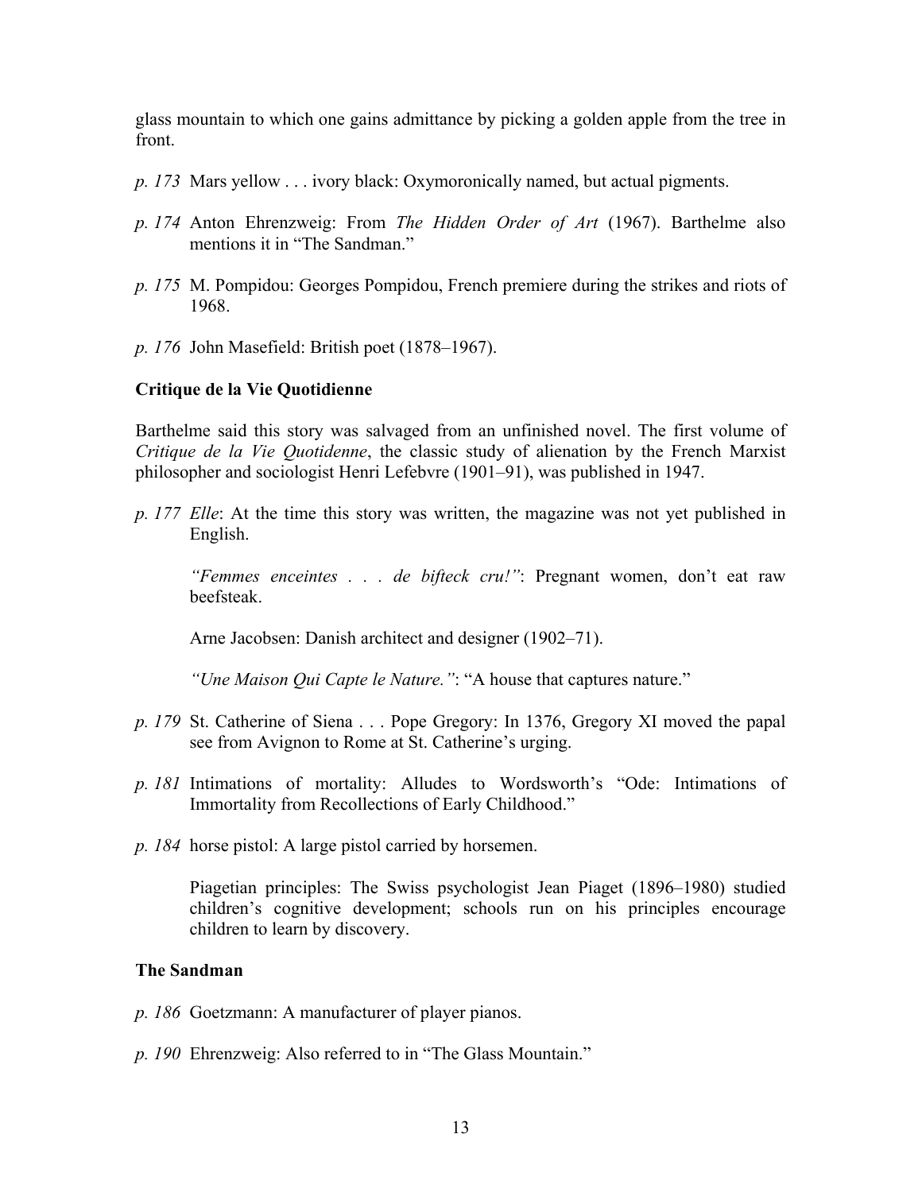glass mountain to which one gains admittance by picking a golden apple from the tree in front.

*p. 173* Mars yellow . . . ivory black: Oxymoronically named, but actual pigments.

*p. 174* Anton Ehrenzweig: From *The Hidden Order of Art* (1967). Barthelme also mentions it in "The Sandman."

*p. 175* M. Pompidou: Georges Pompidou, French premiere during the strikes and riots of 1968.

*p. 176* John Masefield: British poet (1878–1967).

### Critique de la Vie Quotidienne

Barthelme said this story was salvaged from an unfinished novel. The first volume of *Critique de la Vie Quotidienne*, the classic study of alienation by the French Marxist philosopher and sociologist Henri Lefebvre (1901–91), was published in 1947.

*p. 177* *Elle*: At the time this story was written, the magazine was not yet published in English.

*"Femmes enceintes . . . de bifteck cru!"*: Pregnant women, don't eat raw beefsteak.

Arne Jacobsen: Danish architect and designer (1902–71).

*"Une Maison Qui Capte le Nature."*: "A house that captures nature."

*p. 179* St. Catherine of Siena . . . Pope Gregory: In 1376, Gregory XI moved the papal see from Avignon to Rome at St. Catherine's urging.

*p. 181* Intimations of mortality: Alludes to Wordsworth's "Ode: Intimations of Immortality from Recollections of Early Childhood."

*p. 184* horse pistol: A large pistol carried by horsemen.

Piagetian principles: The Swiss psychologist Jean Piaget (1896–1980) studied children's cognitive development; schools run on his principles encourage children to learn by discovery.

### The Sandman

*p. 186* Goetzmann: A manufacturer of player pianos.

*p. 190* Ehrenzweig: Also referred to in "The Glass Mountain."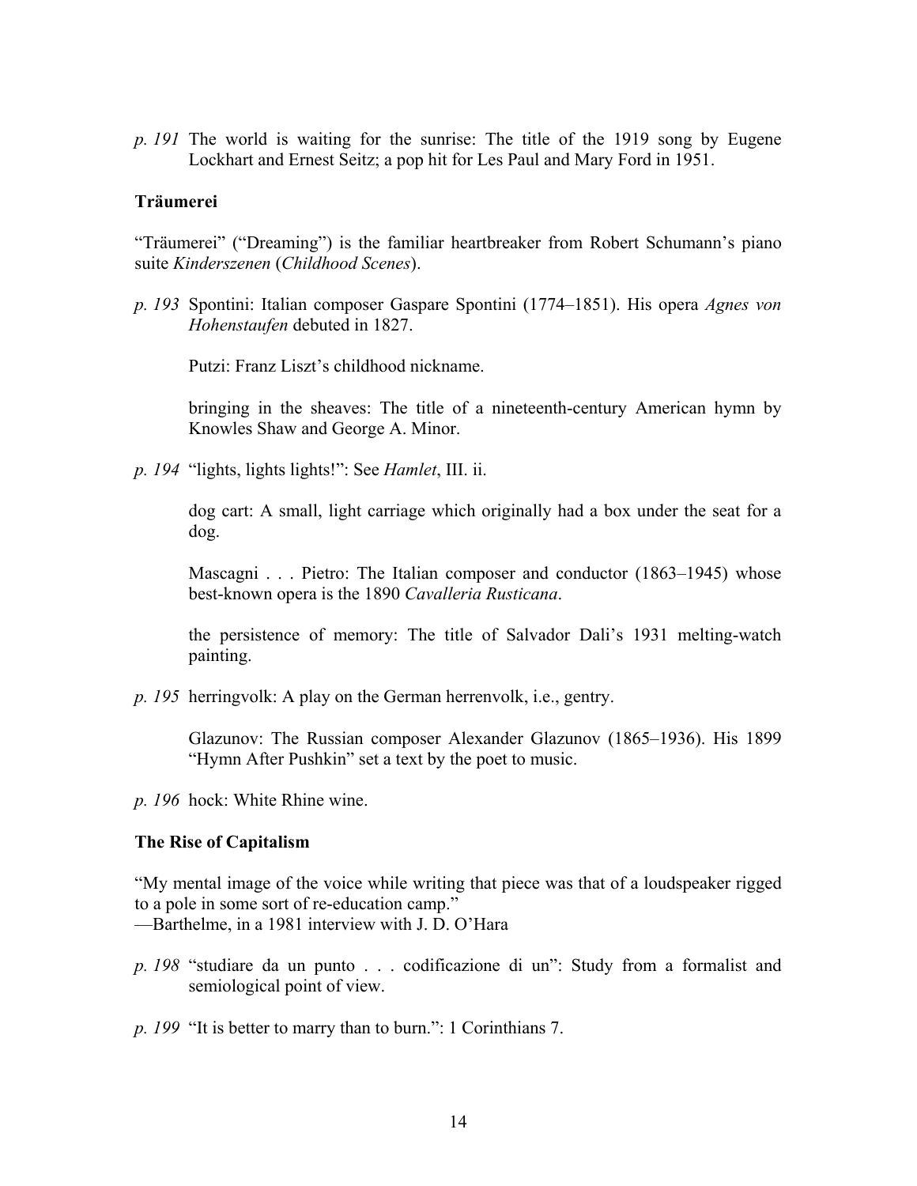*p. 191* The world is waiting for the sunrise: The title of the 1919 song by Eugene Lockhart and Ernest Seitz; a pop hit for Les Paul and Mary Ford in 1951.

**Träumerei**

"Träumerei" ("Dreaming") is the familiar heartbreaker from Robert Schumann's piano suite *Kinderszenen* (*Childhood Scenes*).

*p. 193* Spontini: Italian composer Gaspare Spontini (1774–1851). His opera *Agnes von Hohenstaufen* debuted in 1827.

Putzi: Franz Liszt's childhood nickname.

bringing in the sheaves: The title of a nineteenth-century American hymn by Knowles Shaw and George A. Minor.

*p. 194* "lights, lights lights!": See *Hamlet*, III. ii.

dog cart: A small, light carriage which originally had a box under the seat for a dog.

Mascagni . . . Pietro: The Italian composer and conductor (1863–1945) whose best-known opera is the 1890 *Cavalleria Rusticana*.

the persistence of memory: The title of Salvador Dali's 1931 melting-watch painting.

*p. 195* herringvolk: A play on the German herrenvolk, i.e., gentry.

Glazunov: The Russian composer Alexander Glazunov (1865–1936). His 1899 "Hymn After Pushkin" set a text by the poet to music.

*p. 196* hock: White Rhine wine.

**The Rise of Capitalism**

"My mental image of the voice while writing that piece was that of a loudspeaker rigged to a pole in some sort of re-education camp."
—Barthelme, in a 1981 interview with J. D. O'Hara

*p. 198* "studiare da un punto . . . codificazione di un": Study from a formalist and semiological point of view.

*p. 199* "It is better to marry than to burn.": 1 Corinthians 7.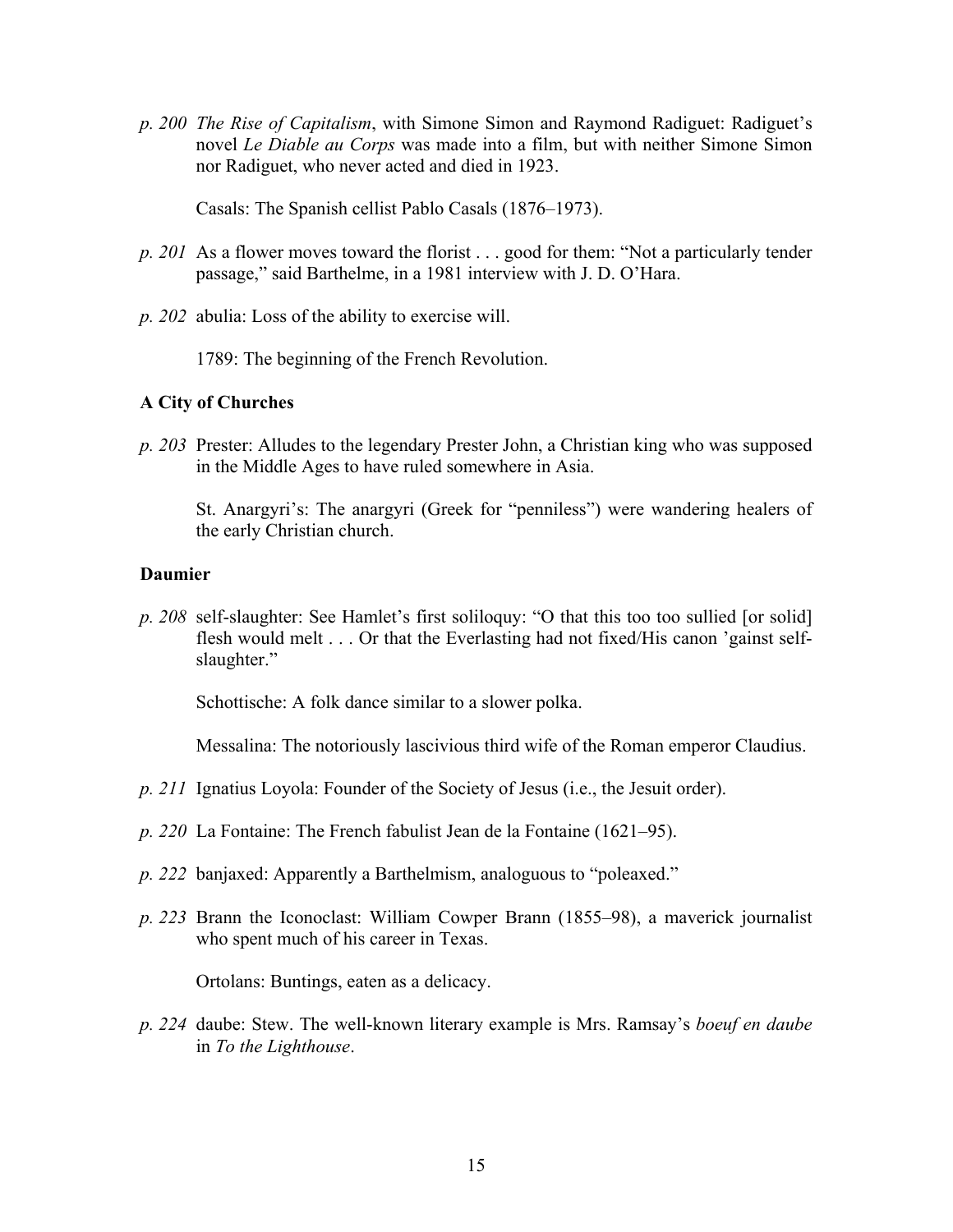*p. 200* *The Rise of Capitalism*, with Simone Simon and Raymond Radiguet: Radiguet's novel *Le Diable au Corps* was made into a film, but with neither Simone Simon nor Radiguet, who never acted and died in 1923.

Casals: The Spanish cellist Pablo Casals (1876–1973).

*p. 201* As a flower moves toward the florist . . . good for them: "Not a particularly tender passage," said Barthelme, in a 1981 interview with J. D. O'Hara.

*p. 202* abulia: Loss of the ability to exercise will.

1789: The beginning of the French Revolution.

**A City of Churches**

*p. 203* Prester: Alludes to the legendary Prester John, a Christian king who was supposed in the Middle Ages to have ruled somewhere in Asia.

St. Anargyri's: The anargyri (Greek for "penniless") were wandering healers of the early Christian church.

**Daumier**

*p. 208* self-slaughter: See Hamlet's first soliloquy: "O that this too too sullied [or solid] flesh would melt . . . Or that the Everlasting had not fixed/His canon 'gainst self-slaughter."

Schottische: A folk dance similar to a slower polka.

Messalina: The notoriously lascivious third wife of the Roman emperor Claudius.

*p. 211* Ignatius Loyola: Founder of the Society of Jesus (i.e., the Jesuit order).

*p. 220* La Fontaine: The French fabulist Jean de la Fontaine (1621–95).

*p. 222* banjaxed: Apparently a Barthelmism, analoguous to "poleaxed."

*p. 223* Brann the Iconoclast: William Cowper Brann (1855–98), a maverick journalist who spent much of his career in Texas.

Ortolans: Buntings, eaten as a delicacy.

*p. 224* daube: Stew. The well-known literary example is Mrs. Ramsay's *boeuf en daube* in *To the Lighthouse*.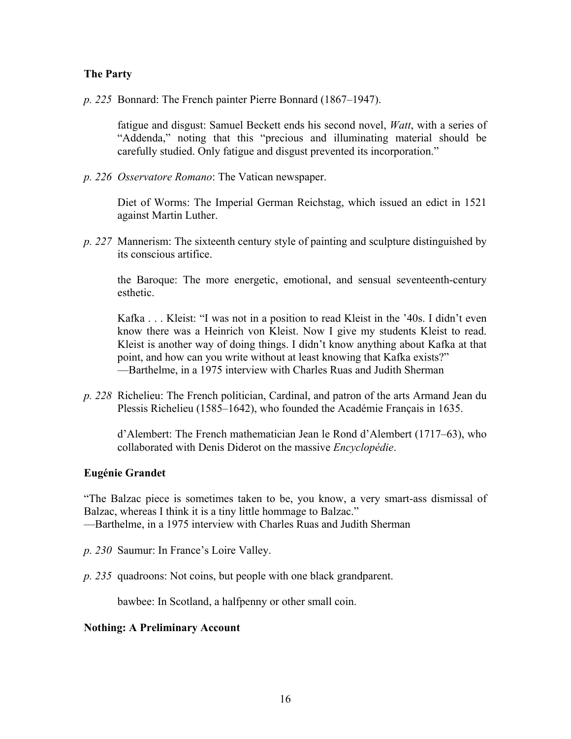## The Party

*p. 225* Bonnard: The French painter Pierre Bonnard (1867–1947).

fatigue and disgust: Samuel Beckett ends his second novel, *Watt*, with a series of "Addenda," noting that this "precious and illuminating material should be carefully studied. Only fatigue and disgust prevented its incorporation."

*p. 226* *Osservatore Romano*: The Vatican newspaper.

Diet of Worms: The Imperial German Reichstag, which issued an edict in 1521 against Martin Luther.

*p. 227* Mannerism: The sixteenth century style of painting and sculpture distinguished by its conscious artifice.

the Baroque: The more energetic, emotional, and sensual seventeenth-century esthetic.

Kafka . . . Kleist: "I was not in a position to read Kleist in the '40s. I didn't even know there was a Heinrich von Kleist. Now I give my students Kleist to read. Kleist is another way of doing things. I didn't know anything about Kafka at that point, and how can you write without at least knowing that Kafka exists?"
—Barthelme, in a 1975 interview with Charles Ruas and Judith Sherman

*p. 228* Richelieu: The French politician, Cardinal, and patron of the arts Armand Jean du Plessis Richelieu (1585–1642), who founded the Académie Français in 1635.

d'Alembert: The French mathematician Jean le Rond d'Alembert (1717–63), who collaborated with Denis Diderot on the massive *Encyclopédie*.

## Eugénie Grandet

"The Balzac piece is sometimes taken to be, you know, a very smart-ass dismissal of Balzac, whereas I think it is a tiny little hommage to Balzac."
—Barthelme, in a 1975 interview with Charles Ruas and Judith Sherman

*p. 230* Saumur: In France's Loire Valley.

*p. 235* quadroons: Not coins, but people with one black grandparent.

bawbee: In Scotland, a halfpenny or other small coin.

## Nothing: A Preliminary Account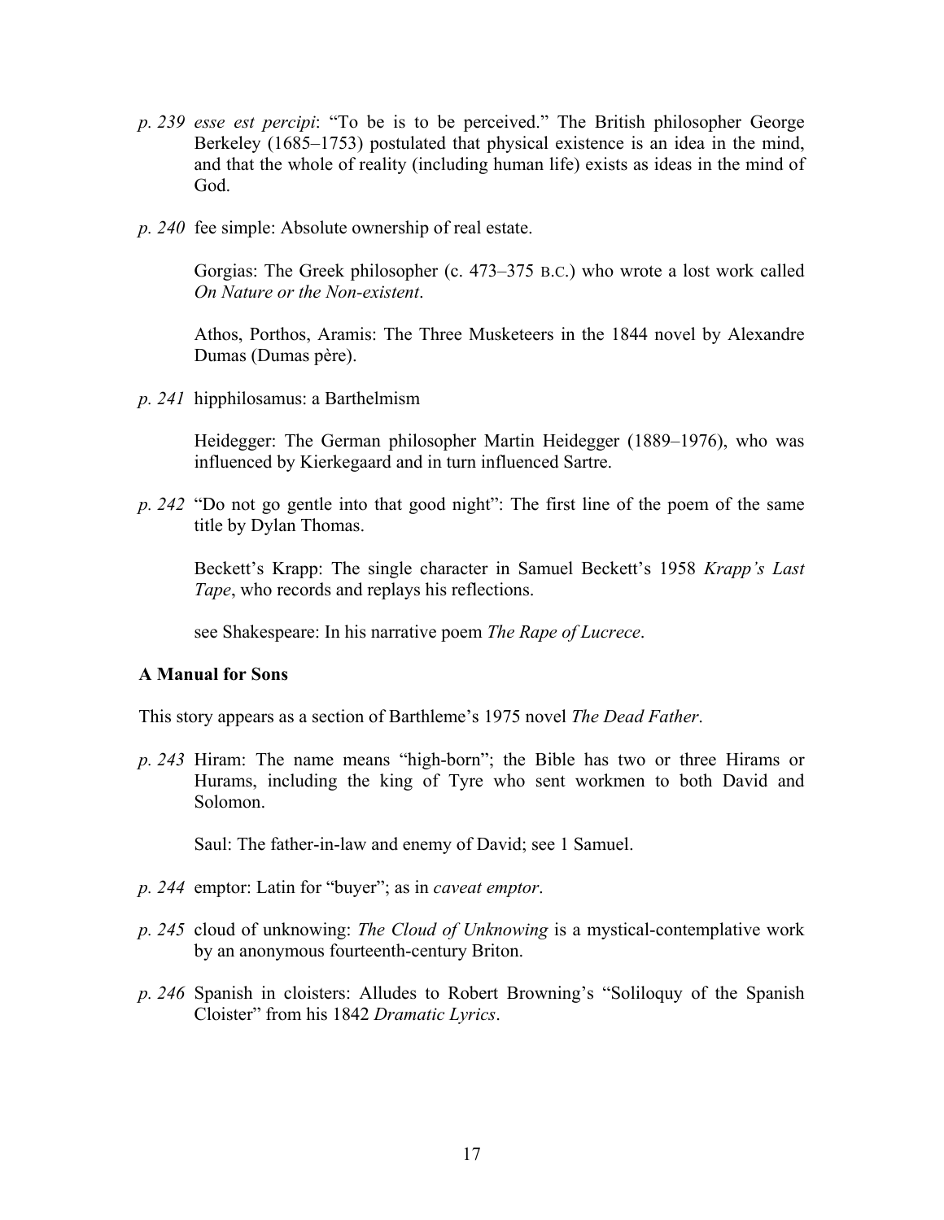*p. 239* *esse est percipi*: "To be is to be perceived." The British philosopher George Berkeley (1685–1753) postulated that physical existence is an idea in the mind, and that the whole of reality (including human life) exists as ideas in the mind of God.

*p. 240* fee simple: Absolute ownership of real estate.

Gorgias: The Greek philosopher (c. 473–375 B.C.) who wrote a lost work called *On Nature or the Non-existent*.

Athos, Porthos, Aramis: The Three Musketeers in the 1844 novel by Alexandre Dumas (Dumas père).

*p. 241* hipphilosamus: a Barthelmism

Heidegger: The German philosopher Martin Heidegger (1889–1976), who was influenced by Kierkegaard and in turn influenced Sartre.

*p. 242* "Do not go gentle into that good night": The first line of the poem of the same title by Dylan Thomas.

Beckett's Krapp: The single character in Samuel Beckett's 1958 *Krapp's Last Tape*, who records and replays his reflections.

see Shakespeare: In his narrative poem *The Rape of Lucrece*.

**A Manual for Sons**

This story appears as a section of Barthleme's 1975 novel *The Dead Father*.

*p. 243* Hiram: The name means "high-born"; the Bible has two or three Hirams or Hurams, including the king of Tyre who sent workmen to both David and Solomon.

Saul: The father-in-law and enemy of David; see 1 Samuel.

*p. 244* emptor: Latin for "buyer"; as in *caveat emptor*.

*p. 245* cloud of unknowing: *The Cloud of Unknowing* is a mystical-contemplative work by an anonymous fourteenth-century Briton.

*p. 246* Spanish in cloisters: Alludes to Robert Browning's "Soliloquy of the Spanish Cloister" from his 1842 *Dramatic Lyrics*.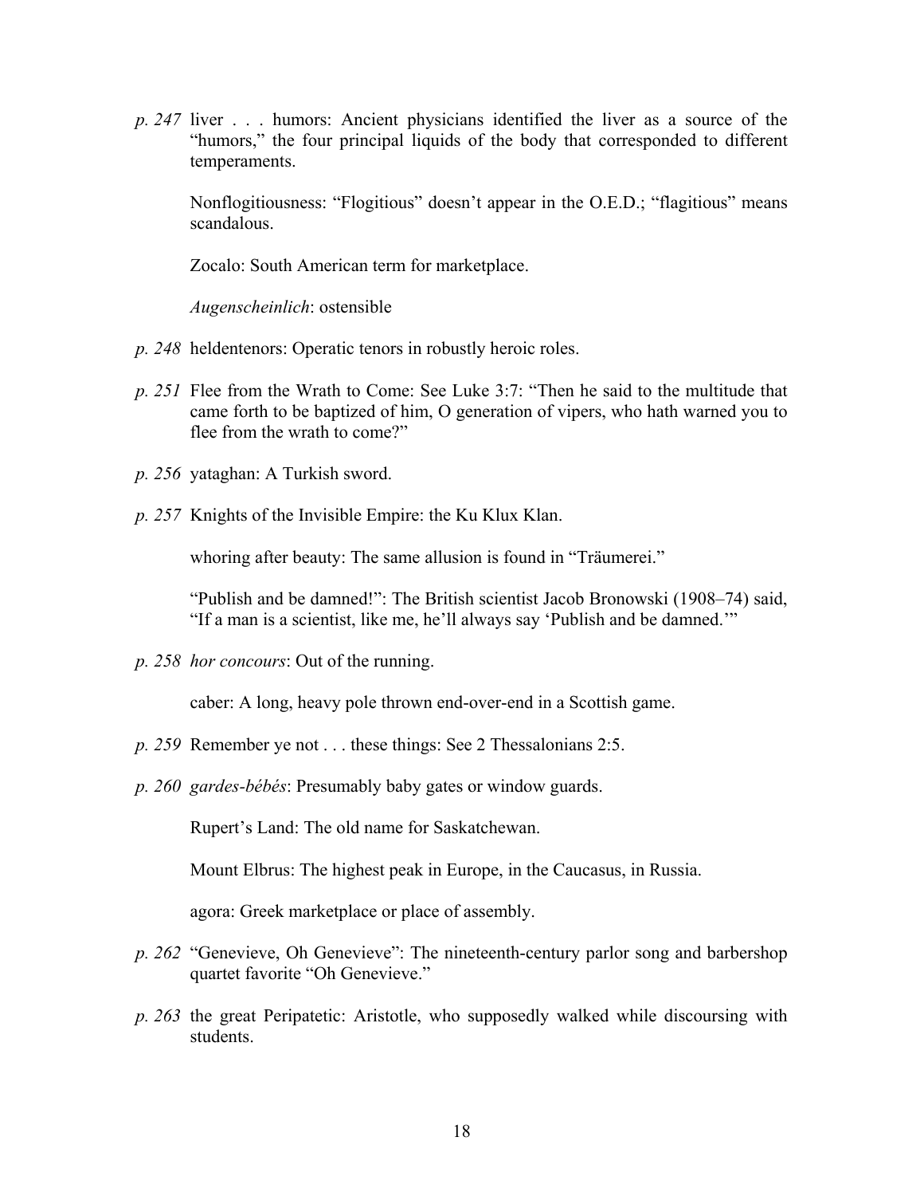*p. 247* liver . . . humors: Ancient physicians identified the liver as a source of the "humors," the four principal liquids of the body that corresponded to different temperaments.

Nonflogitiousness: "Flogitious" doesn't appear in the O.E.D.; "flagitious" means scandalous.

Zocalo: South American term for marketplace.

*Augenscheinlich*: ostensible

*p. 248* heldentenors: Operatic tenors in robustly heroic roles.

*p. 251* Flee from the Wrath to Come: See Luke 3:7: "Then he said to the multitude that came forth to be baptized of him, O generation of vipers, who hath warned you to flee from the wrath to come?"

*p. 256* yataghan: A Turkish sword.

*p. 257* Knights of the Invisible Empire: the Ku Klux Klan.

whoring after beauty: The same allusion is found in "Träumerei."

"Publish and be damned!": The British scientist Jacob Bronowski (1908–74) said, "If a man is a scientist, like me, he'll always say 'Publish and be damned.'"

*p. 258* *hor concours*: Out of the running.

caber: A long, heavy pole thrown end-over-end in a Scottish game.

*p. 259* Remember ye not . . . these things: See 2 Thessalonians 2:5.

*p. 260* *gardes-bébés*: Presumably baby gates or window guards.

Rupert's Land: The old name for Saskatchewan.

Mount Elbrus: The highest peak in Europe, in the Caucasus, in Russia.

agora: Greek marketplace or place of assembly.

*p. 262* "Genevieve, Oh Genevieve": The nineteenth-century parlor song and barbershop quartet favorite "Oh Genevieve."

*p. 263* the great Peripatetic: Aristotle, who supposedly walked while discoursing with students.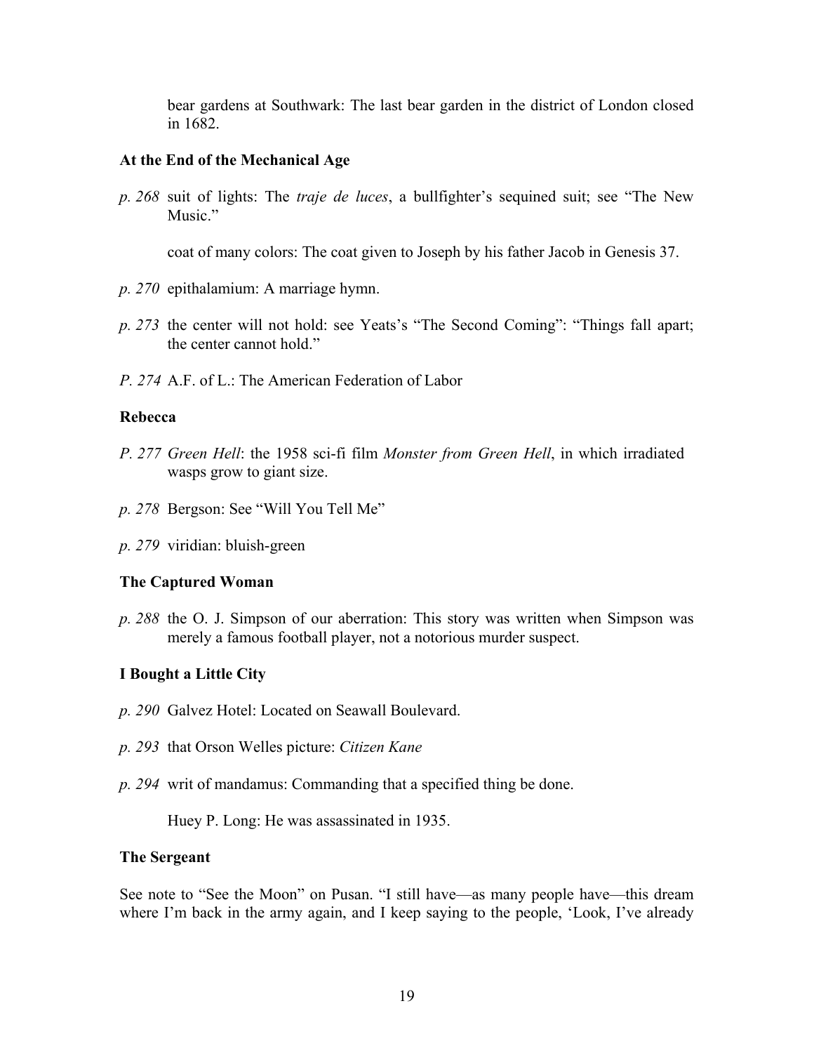bear gardens at Southwark: The last bear garden in the district of London closed in 1682.

### At the End of the Mechanical Age

*p. 268* suit of lights: The *traje de luces*, a bullfighter's sequined suit; see "The New Music."

coat of many colors: The coat given to Joseph by his father Jacob in Genesis 37.

*p. 270* epithalamium: A marriage hymn.

*p. 273* the center will not hold: see Yeats's "The Second Coming": "Things fall apart; the center cannot hold."

*P. 274* A.F. of L.: The American Federation of Labor

### Rebecca

*P. 277* *Green Hell*: the 1958 sci-fi film *Monster from Green Hell*, in which irradiated wasps grow to giant size.

*p. 278* Bergson: See "Will You Tell Me"

*p. 279* viridian: bluish-green

### The Captured Woman

*p. 288* the O. J. Simpson of our aberration: This story was written when Simpson was merely a famous football player, not a notorious murder suspect.

### I Bought a Little City

*p. 290* Galvez Hotel: Located on Seawall Boulevard.

*p. 293* that Orson Welles picture: *Citizen Kane*

*p. 294* writ of mandamus: Commanding that a specified thing be done.

Huey P. Long: He was assassinated in 1935.

### The Sergeant

See note to "See the Moon" on Pusan. "I still have—as many people have—this dream where I'm back in the army again, and I keep saying to the people, 'Look, I've already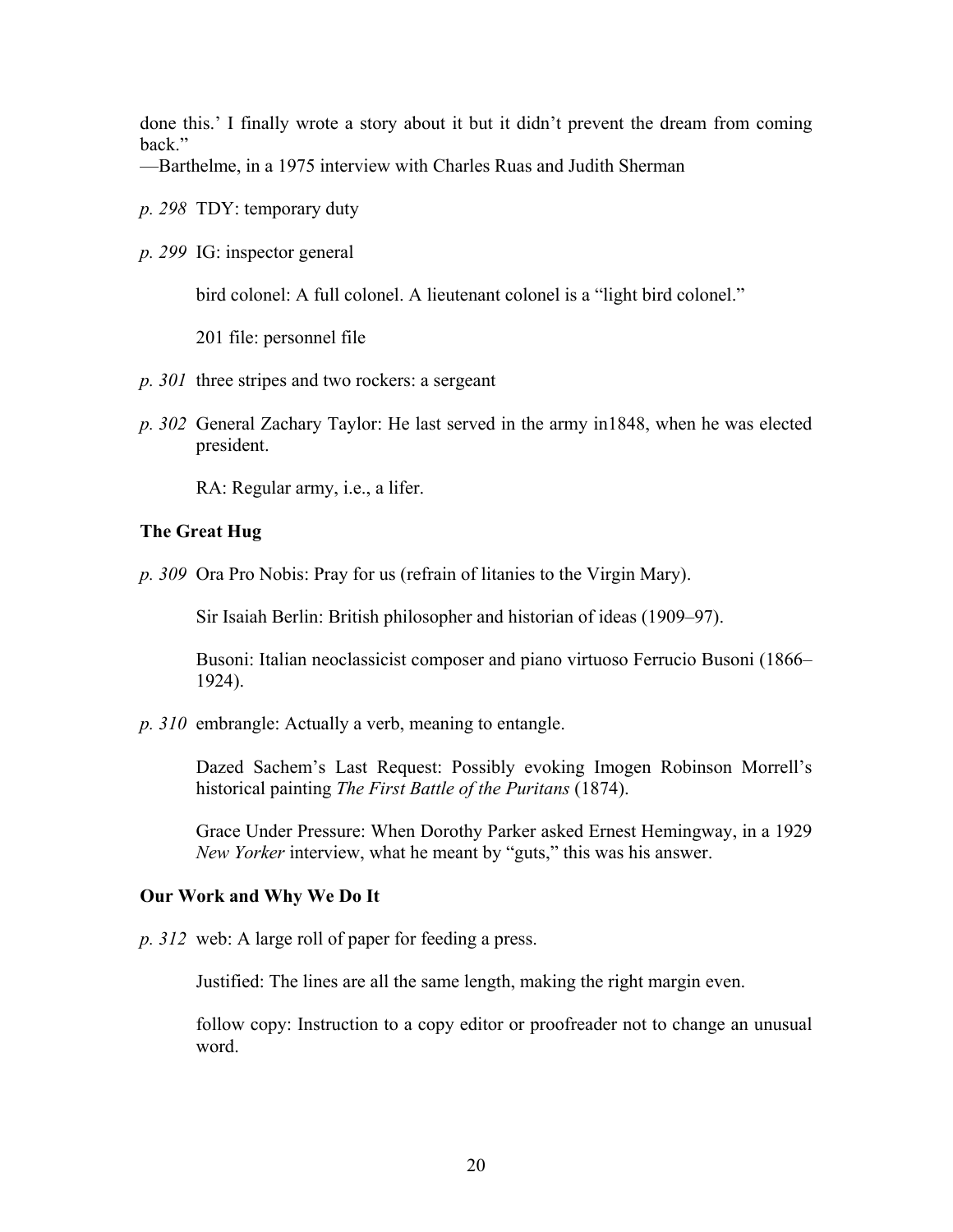done this.’ I finally wrote a story about it but it didn’t prevent the dream from coming back.”
—Barthelme, in a 1975 interview with Charles Ruas and Judith Sherman

*p. 298* TDY: temporary duty

*p. 299* IG: inspector general

bird colonel: A full colonel. A lieutenant colonel is a “light bird colonel.”

201 file: personnel file

*p. 301* three stripes and two rockers: a sergeant

*p. 302* General Zachary Taylor: He last served in the army in1848, when he was elected president.

RA: Regular army, i.e., a lifer.

**The Great Hug**

*p. 309* Ora Pro Nobis: Pray for us (refrain of litanies to the Virgin Mary).

Sir Isaiah Berlin: British philosopher and historian of ideas (1909–97).

Busoni: Italian neoclassicist composer and piano virtuoso Ferrucio Busoni (1866–1924).

*p. 310* embrangle: Actually a verb, meaning to entangle.

Dazed Sachem’s Last Request: Possibly evoking Imogen Robinson Morrell’s historical painting *The First Battle of the Puritans* (1874).

Grace Under Pressure: When Dorothy Parker asked Ernest Hemingway, in a 1929 *New Yorker* interview, what he meant by “guts,” this was his answer.

**Our Work and Why We Do It**

*p. 312* web: A large roll of paper for feeding a press.

Justified: The lines are all the same length, making the right margin even.

follow copy: Instruction to a copy editor or proofreader not to change an unusual word.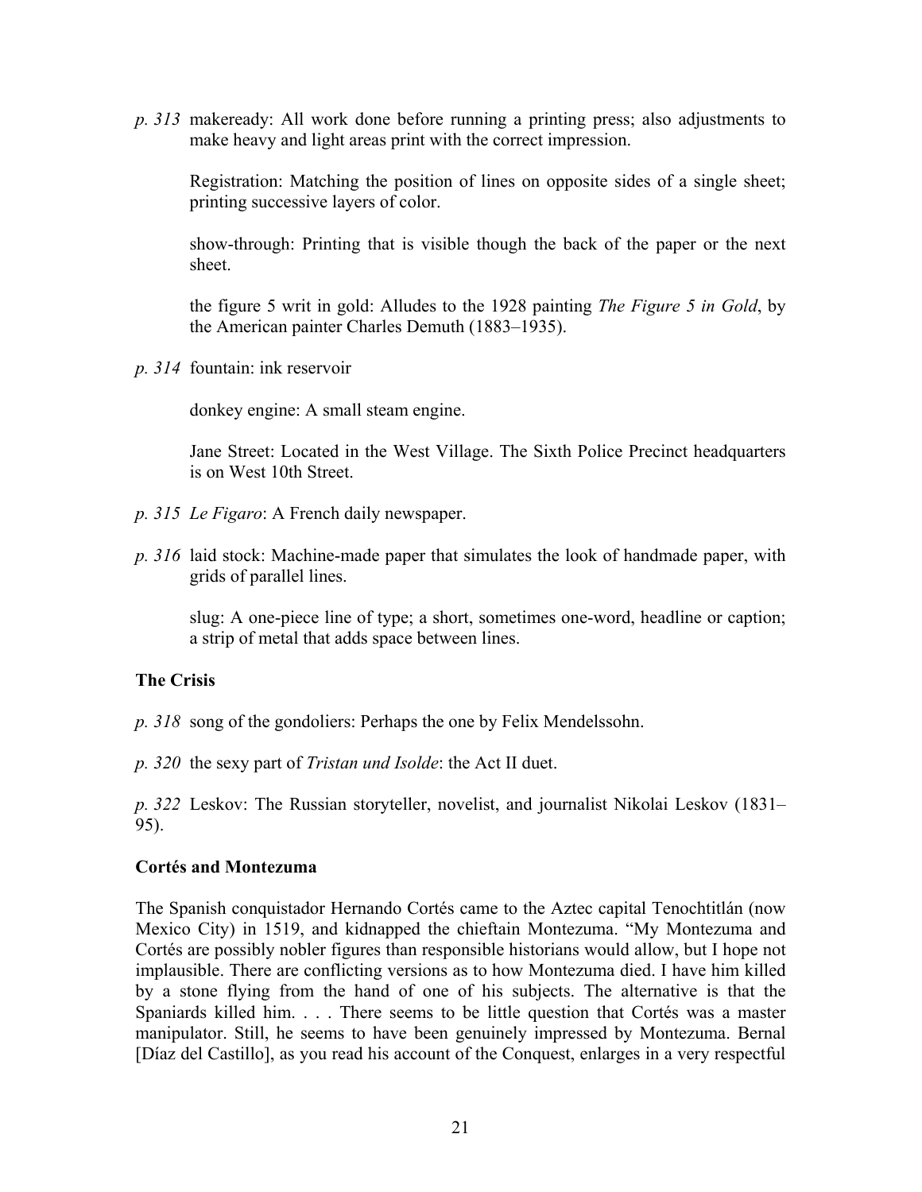*p. 313* makeready: All work done before running a printing press; also adjustments to make heavy and light areas print with the correct impression.

Registration: Matching the position of lines on opposite sides of a single sheet; printing successive layers of color.

show-through: Printing that is visible though the back of the paper or the next sheet.

the figure 5 writ in gold: Alludes to the 1928 painting *The Figure 5 in Gold*, by the American painter Charles Demuth (1883–1935).

*p. 314* fountain: ink reservoir

donkey engine: A small steam engine.

Jane Street: Located in the West Village. The Sixth Police Precinct headquarters is on West 10th Street.

*p. 315* *Le Figaro*: A French daily newspaper.

*p. 316* laid stock: Machine-made paper that simulates the look of handmade paper, with grids of parallel lines.

slug: A one-piece line of type; a short, sometimes one-word, headline or caption; a strip of metal that adds space between lines.

**The Crisis**

*p. 318* song of the gondoliers: Perhaps the one by Felix Mendelssohn.

*p. 320* the sexy part of *Tristan und Isolde*: the Act II duet.

*p. 322* Leskov: The Russian storyteller, novelist, and journalist Nikolai Leskov (1831–95).

**Cortés and Montezuma**

The Spanish conquistador Hernando Cortés came to the Aztec capital Tenochtitlán (now Mexico City) in 1519, and kidnapped the chieftain Montezuma. "My Montezuma and Cortés are possibly nobler figures than responsible historians would allow, but I hope not implausible. There are conflicting versions as to how Montezuma died. I have him killed by a stone flying from the hand of one of his subjects. The alternative is that the Spaniards killed him. . . . There seems to be little question that Cortés was a master manipulator. Still, he seems to have been genuinely impressed by Montezuma. Bernal [Díaz del Castillo], as you read his account of the Conquest, enlarges in a very respectful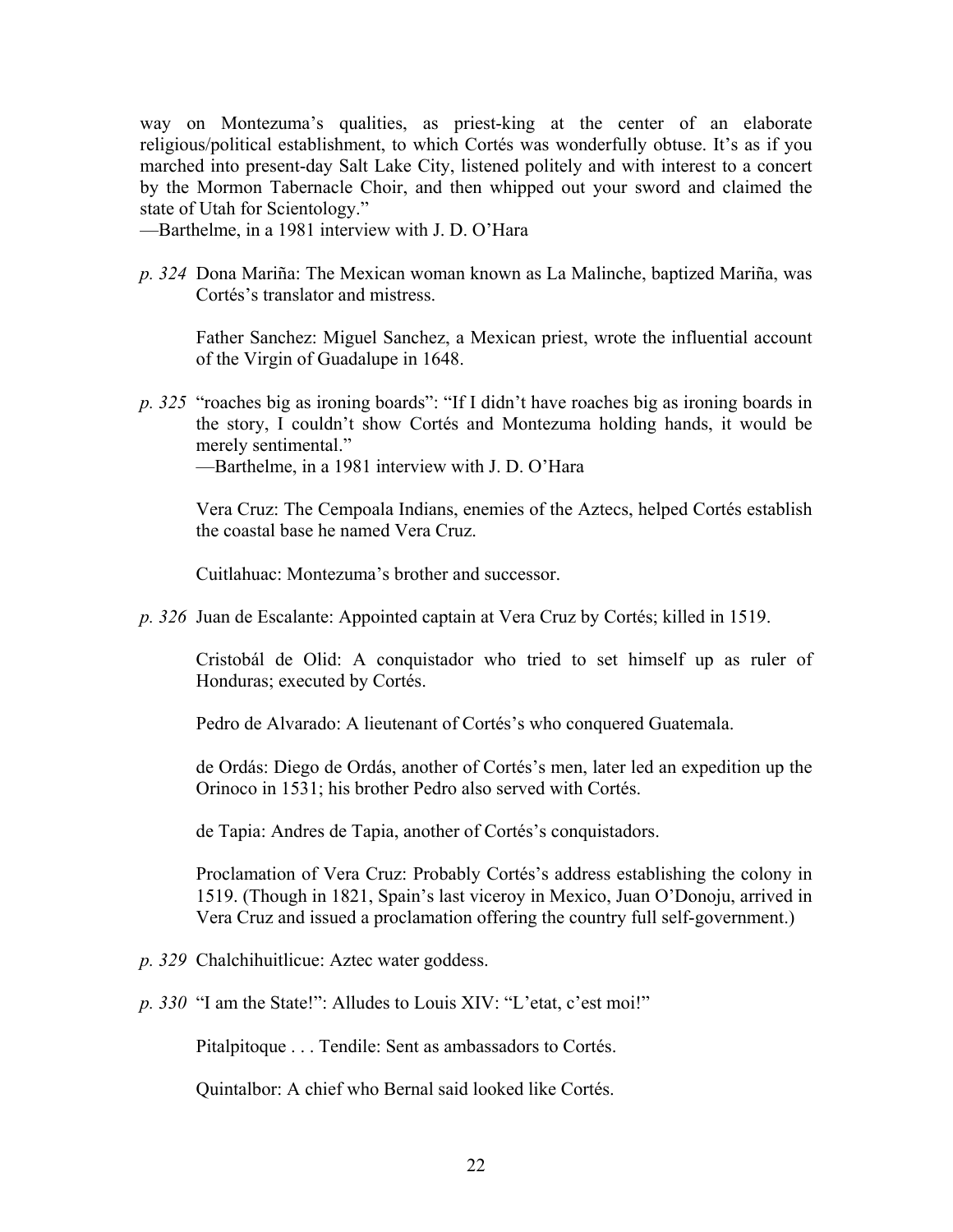way on Montezuma's qualities, as priest-king at the center of an elaborate religious/political establishment, to which Cortés was wonderfully obtuse. It's as if you marched into present-day Salt Lake City, listened politely and with interest to a concert by the Mormon Tabernacle Choir, and then whipped out your sword and claimed the state of Utah for Scientology."
—Barthelme, in a 1981 interview with J. D. O'Hara

*p. 324* Dona Mariña: The Mexican woman known as La Malinche, baptized Mariña, was Cortés's translator and mistress.

Father Sanchez: Miguel Sanchez, a Mexican priest, wrote the influential account of the Virgin of Guadalupe in 1648.

*p. 325* "roaches big as ironing boards": "If I didn't have roaches big as ironing boards in the story, I couldn't show Cortés and Montezuma holding hands, it would be merely sentimental."
—Barthelme, in a 1981 interview with J. D. O'Hara

Vera Cruz: The Cempoala Indians, enemies of the Aztecs, helped Cortés establish the coastal base he named Vera Cruz.

Cuitlahuac: Montezuma's brother and successor.

*p. 326* Juan de Escalante: Appointed captain at Vera Cruz by Cortés; killed in 1519.

Cristobál de Olid: A conquistador who tried to set himself up as ruler of Honduras; executed by Cortés.

Pedro de Alvarado: A lieutenant of Cortés's who conquered Guatemala.

de Ordás: Diego de Ordás, another of Cortés's men, later led an expedition up the Orinoco in 1531; his brother Pedro also served with Cortés.

de Tapia: Andres de Tapia, another of Cortés's conquistadors.

Proclamation of Vera Cruz: Probably Cortés's address establishing the colony in 1519. (Though in 1821, Spain's last viceroy in Mexico, Juan O'Donoju, arrived in Vera Cruz and issued a proclamation offering the country full self-government.)

*p. 329* Chalchihuitlicue: Aztec water goddess.

*p. 330* "I am the State!": Alludes to Louis XIV: "L'etat, c'est moi!"

Pitalpitoque . . . Tendile: Sent as ambassadors to Cortés.

Quintalbor: A chief who Bernal said looked like Cortés.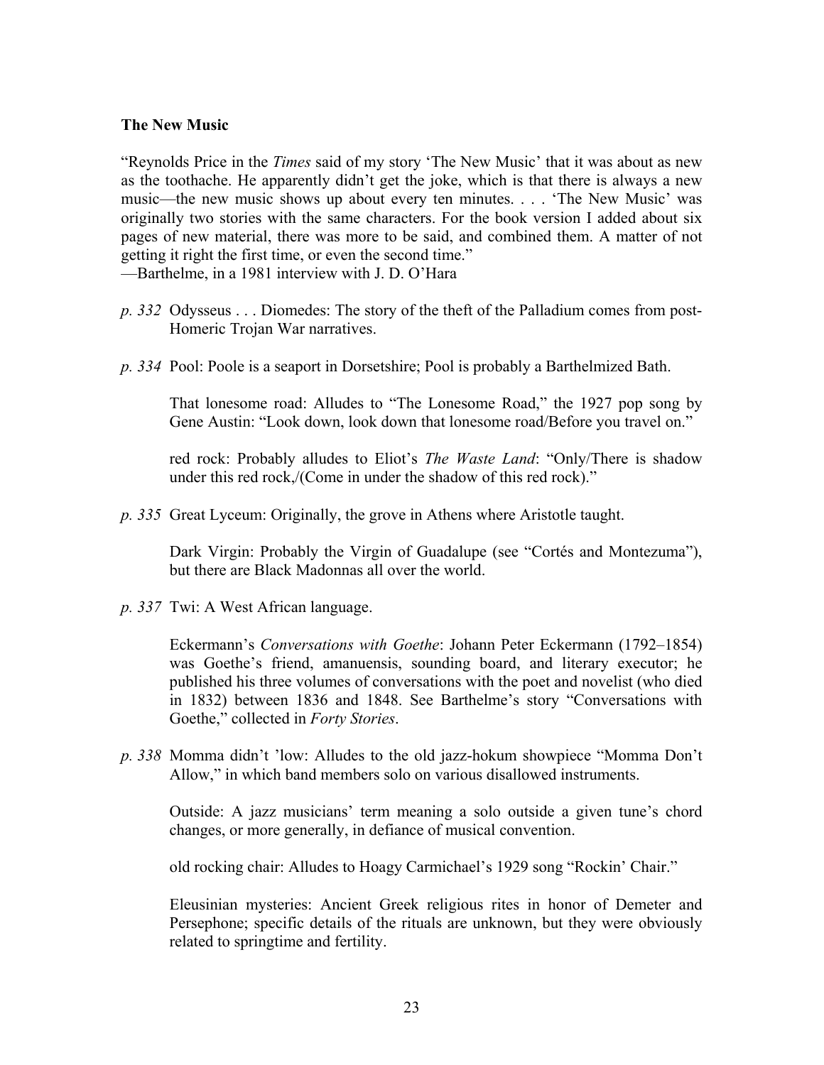**The New Music**

"Reynolds Price in the *Times* said of my story 'The New Music' that it was about as new as the toothache. He apparently didn't get the joke, which is that there is always a new music—the new music shows up about every ten minutes. . . . 'The New Music' was originally two stories with the same characters. For the book version I added about six pages of new material, there was more to be said, and combined them. A matter of not getting it right the first time, or even the second time."
—Barthelme, in a 1981 interview with J. D. O'Hara

*p. 332* Odysseus . . . Diomedes: The story of the theft of the Palladium comes from post-Homeric Trojan War narratives.

*p. 334* Pool: Poole is a seaport in Dorsetshire; Pool is probably a Barthelmized Bath.

That lonesome road: Alludes to "The Lonesome Road," the 1927 pop song by Gene Austin: "Look down, look down that lonesome road/Before you travel on."

red rock: Probably alludes to Eliot's *The Waste Land*: "Only/There is shadow under this red rock,/(Come in under the shadow of this red rock)."

*p. 335* Great Lyceum: Originally, the grove in Athens where Aristotle taught.

Dark Virgin: Probably the Virgin of Guadalupe (see "Cortés and Montezuma"), but there are Black Madonnas all over the world.

*p. 337* Twi: A West African language.

Eckermann's *Conversations with Goethe*: Johann Peter Eckermann (1792–1854) was Goethe's friend, amanuensis, sounding board, and literary executor; he published his three volumes of conversations with the poet and novelist (who died in 1832) between 1836 and 1848. See Barthelme's story "Conversations with Goethe," collected in *Forty Stories*.

*p. 338* Momma didn't 'low: Alludes to the old jazz-hokum showpiece "Momma Don't Allow," in which band members solo on various disallowed instruments.

Outside: A jazz musicians' term meaning a solo outside a given tune's chord changes, or more generally, in defiance of musical convention.

old rocking chair: Alludes to Hoagy Carmichael's 1929 song "Rockin' Chair."

Eleusinian mysteries: Ancient Greek religious rites in honor of Demeter and Persephone; specific details of the rituals are unknown, but they were obviously related to springtime and fertility.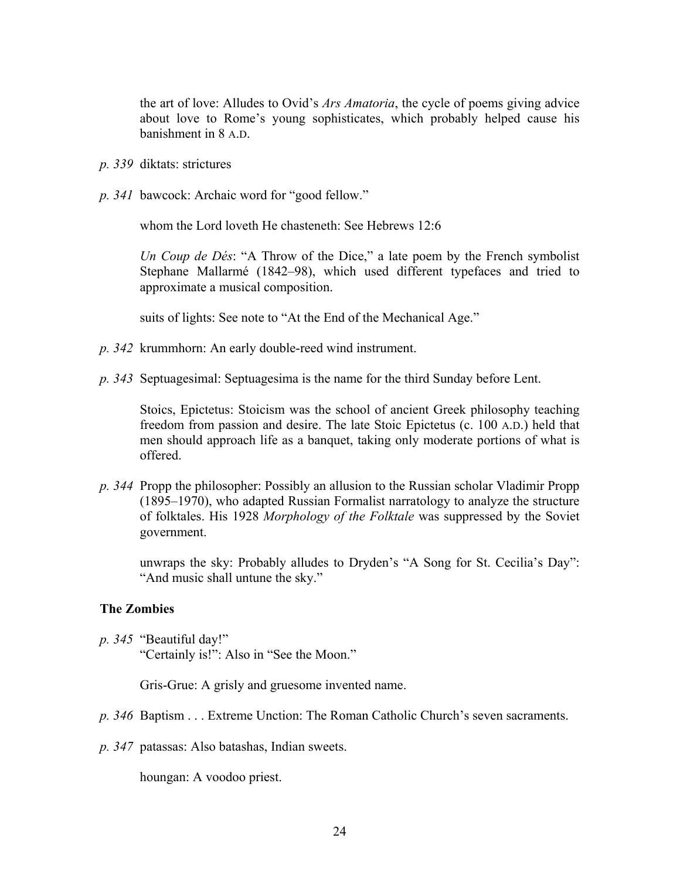the art of love: Alludes to Ovid's *Ars Amatoria*, the cycle of poems giving advice about love to Rome's young sophisticates, which probably helped cause his banishment in 8 A.D.

*p. 339* diktats: strictures

*p. 341* bawcock: Archaic word for "good fellow."

whom the Lord loveth He chasteneth: See Hebrews 12:6

*Un Coup de Dés*: "A Throw of the Dice," a late poem by the French symbolist Stephane Mallarmé (1842–98), which used different typefaces and tried to approximate a musical composition.

suits of lights: See note to "At the End of the Mechanical Age."

*p. 342* krummhorn: An early double-reed wind instrument.

*p. 343* Septuagesimal: Septuagesima is the name for the third Sunday before Lent.

Stoics, Epictetus: Stoicism was the school of ancient Greek philosophy teaching freedom from passion and desire. The late Stoic Epictetus (c. 100 A.D.) held that men should approach life as a banquet, taking only moderate portions of what is offered.

*p. 344* Propp the philosopher: Possibly an allusion to the Russian scholar Vladimir Propp (1895–1970), who adapted Russian Formalist narratology to analyze the structure of folktales. His 1928 *Morphology of the Folktale* was suppressed by the Soviet government.

unwraps the sky: Probably alludes to Dryden's "A Song for St. Cecilia's Day": "And music shall untune the sky."

**The Zombies**

*p. 345* "Beautiful day!"
"Certainly is!": Also in "See the Moon."

Gris-Grue: A grisly and gruesome invented name.

*p. 346* Baptism . . . Extreme Unction: The Roman Catholic Church's seven sacraments.

*p. 347* patassas: Also batashas, Indian sweets.

houngan: A voodoo priest.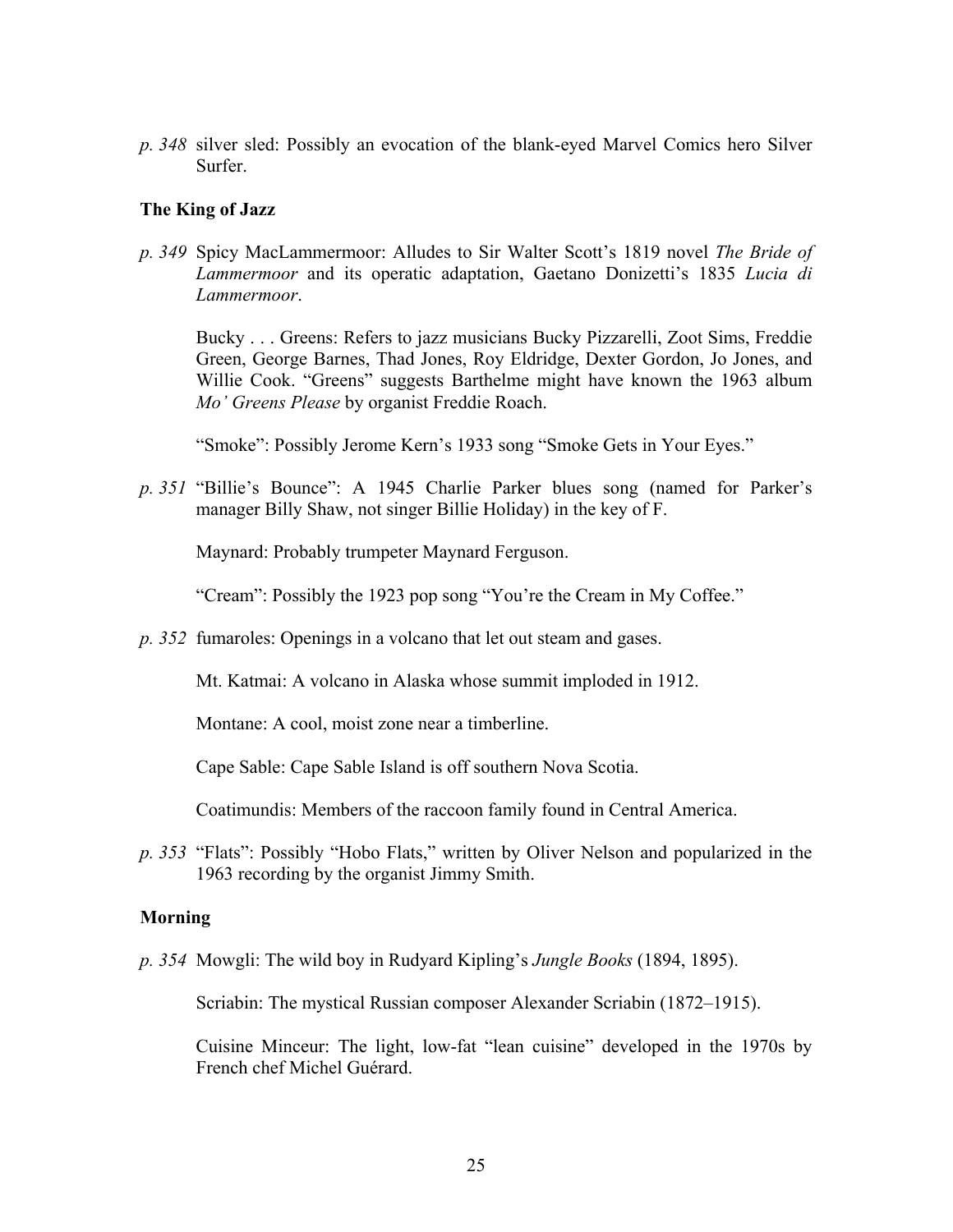*p. 348* silver sled: Possibly an evocation of the blank-eyed Marvel Comics hero Silver Surfer.

### The King of Jazz

*p. 349* Spicy MacLammermoor: Alludes to Sir Walter Scott's 1819 novel *The Bride of Lammermoor* and its operatic adaptation, Gaetano Donizetti's 1835 *Lucia di Lammermoor*.

Bucky . . . Greens: Refers to jazz musicians Bucky Pizzarelli, Zoot Sims, Freddie Green, George Barnes, Thad Jones, Roy Eldridge, Dexter Gordon, Jo Jones, and Willie Cook. "Greens" suggests Barthelme might have known the 1963 album *Mo' Greens Please* by organist Freddie Roach.

"Smoke": Possibly Jerome Kern's 1933 song "Smoke Gets in Your Eyes."

*p. 351* "Billie's Bounce": A 1945 Charlie Parker blues song (named for Parker's manager Billy Shaw, not singer Billie Holiday) in the key of F.

Maynard: Probably trumpeter Maynard Ferguson.

"Cream": Possibly the 1923 pop song "You're the Cream in My Coffee."

*p. 352* fumaroles: Openings in a volcano that let out steam and gases.

Mt. Katmai: A volcano in Alaska whose summit imploded in 1912.

Montane: A cool, moist zone near a timberline.

Cape Sable: Cape Sable Island is off southern Nova Scotia.

Coatimundis: Members of the raccoon family found in Central America.

*p. 353* "Flats": Possibly "Hobo Flats," written by Oliver Nelson and popularized in the 1963 recording by the organist Jimmy Smith.

### Morning

*p. 354* Mowgli: The wild boy in Rudyard Kipling's *Jungle Books* (1894, 1895).

Scriabin: The mystical Russian composer Alexander Scriabin (1872–1915).

Cuisine Minceur: The light, low-fat "lean cuisine" developed in the 1970s by French chef Michel Guérard.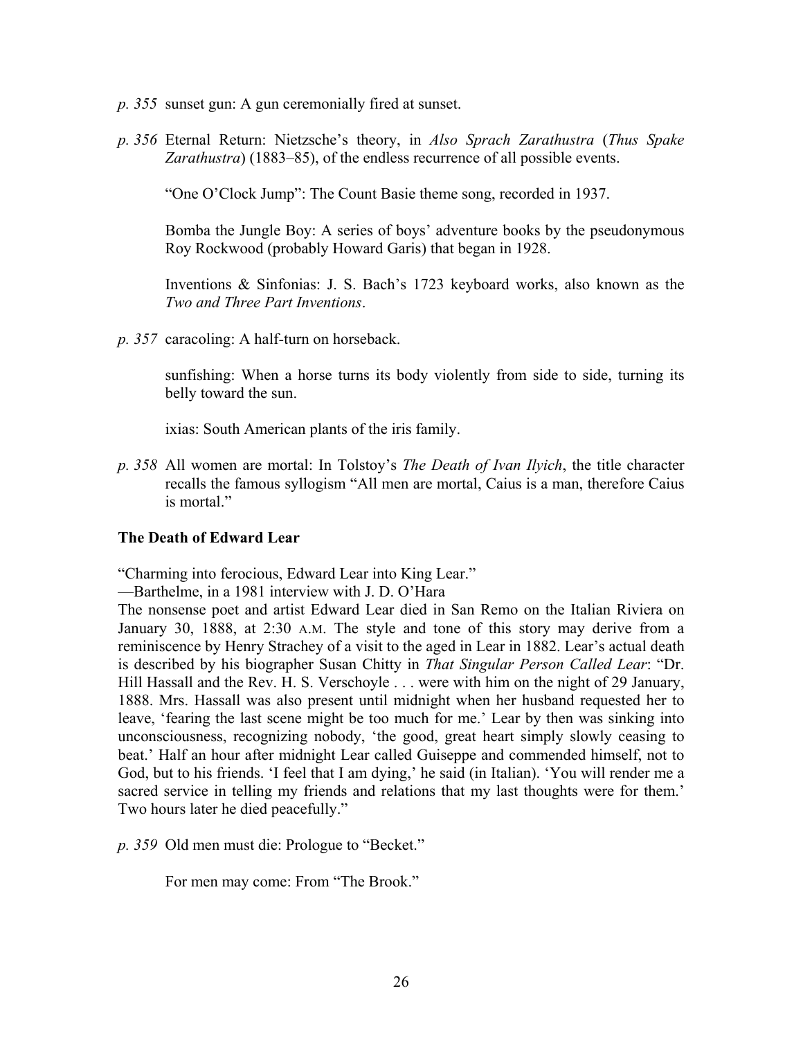*p. 355* sunset gun: A gun ceremonially fired at sunset.

*p. 356* Eternal Return: Nietzsche's theory, in *Also Sprach Zarathustra* (*Thus Spake Zarathustra*) (1883–85), of the endless recurrence of all possible events.

"One O'Clock Jump": The Count Basie theme song, recorded in 1937.

Bomba the Jungle Boy: A series of boys' adventure books by the pseudonymous Roy Rockwood (probably Howard Garis) that began in 1928.

Inventions & Sinfonias: J. S. Bach's 1723 keyboard works, also known as the *Two and Three Part Inventions*.

*p. 357* caracoling: A half-turn on horseback.

sunfishing: When a horse turns its body violently from side to side, turning its belly toward the sun.

ixias: South American plants of the iris family.

*p. 358* All women are mortal: In Tolstoy's *The Death of Ivan Ilyich*, the title character recalls the famous syllogism "All men are mortal, Caius is a man, therefore Caius is mortal."

**The Death of Edward Lear**

"Charming into ferocious, Edward Lear into King Lear."
—Barthelme, in a 1981 interview with J. D. O'Hara

The nonsense poet and artist Edward Lear died in San Remo on the Italian Riviera on January 30, 1888, at 2:30 A.M. The style and tone of this story may derive from a reminiscence by Henry Strachey of a visit to the aged in Lear in 1882. Lear's actual death is described by his biographer Susan Chitty in *That Singular Person Called Lear*: "Dr. Hill Hassall and the Rev. H. S. Verschoyle . . . were with him on the night of 29 January, 1888. Mrs. Hassall was also present until midnight when her husband requested her to leave, 'fearing the last scene might be too much for me.' Lear by then was sinking into unconsciousness, recognizing nobody, 'the good, great heart simply slowly ceasing to beat.' Half an hour after midnight Lear called Guiseppe and commended himself, not to God, but to his friends. 'I feel that I am dying,' he said (in Italian). 'You will render me a sacred service in telling my friends and relations that my last thoughts were for them.' Two hours later he died peacefully."

*p. 359* Old men must die: Prologue to "Becket."

For men may come: From "The Brook."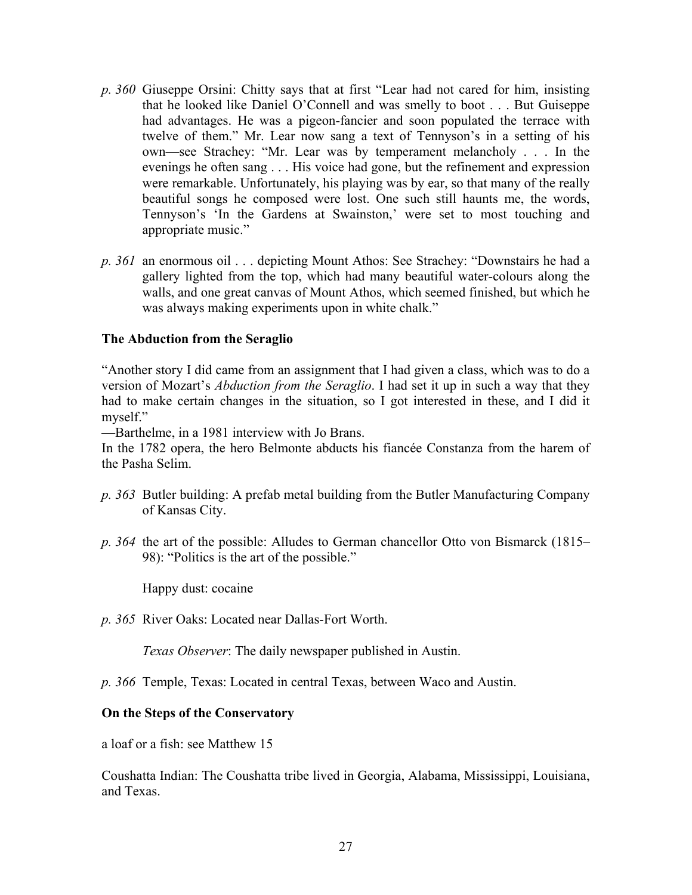*p. 360* Giuseppe Orsini: Chitty says that at first "Lear had not cared for him, insisting that he looked like Daniel O'Connell and was smelly to boot . . . But Guiseppe had advantages. He was a pigeon-fancier and soon populated the terrace with twelve of them." Mr. Lear now sang a text of Tennyson's in a setting of his own—see Strachey: "Mr. Lear was by temperament melancholy . . . In the evenings he often sang . . . His voice had gone, but the refinement and expression were remarkable. Unfortunately, his playing was by ear, so that many of the really beautiful songs he composed were lost. One such still haunts me, the words, Tennyson's 'In the Gardens at Swainston,' were set to most touching and appropriate music."

*p. 361* an enormous oil . . . depicting Mount Athos: See Strachey: "Downstairs he had a gallery lighted from the top, which had many beautiful water-colours along the walls, and one great canvas of Mount Athos, which seemed finished, but which he was always making experiments upon in white chalk."

**The Abduction from the Seraglio**

"Another story I did came from an assignment that I had given a class, which was to do a version of Mozart's *Abduction from the Seraglio*. I had set it up in such a way that they had to make certain changes in the situation, so I got interested in these, and I did it myself."
—Barthelme, in a 1981 interview with Jo Brans.
In the 1782 opera, the hero Belmonte abducts his fiancée Constanza from the harem of the Pasha Selim.

*p. 363* Butler building: A prefab metal building from the Butler Manufacturing Company of Kansas City.

*p. 364* the art of the possible: Alludes to German chancellor Otto von Bismarck (1815–98): "Politics is the art of the possible."

Happy dust: cocaine

*p. 365* River Oaks: Located near Dallas-Fort Worth.

*Texas Observer*: The daily newspaper published in Austin.

*p. 366* Temple, Texas: Located in central Texas, between Waco and Austin.

**On the Steps of the Conservatory**

a loaf or a fish: see Matthew 15

Coushatta Indian: The Coushatta tribe lived in Georgia, Alabama, Mississippi, Louisiana, and Texas.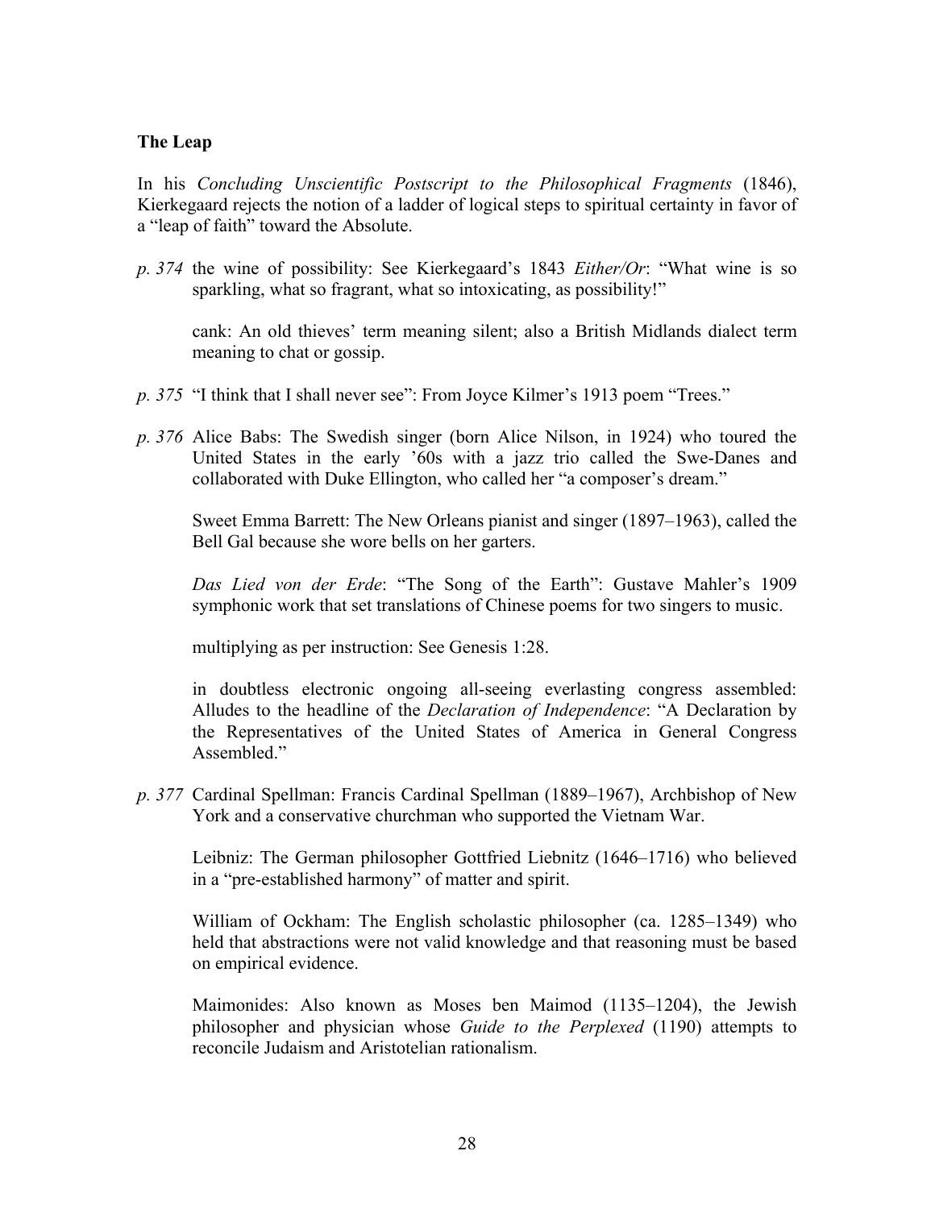**The Leap**

In his *Concluding Unscientific Postscript to the Philosophical Fragments* (1846), Kierkegaard rejects the notion of a ladder of logical steps to spiritual certainty in favor of a "leap of faith" toward the Absolute.

*p. 374* the wine of possibility: See Kierkegaard's 1843 *Either/Or*: "What wine is so sparkling, what so fragrant, what so intoxicating, as possibility!"

cank: An old thieves' term meaning silent; also a British Midlands dialect term meaning to chat or gossip.

*p. 375* "I think that I shall never see": From Joyce Kilmer's 1913 poem "Trees."

*p. 376* Alice Babs: The Swedish singer (born Alice Nilson, in 1924) who toured the United States in the early '60s with a jazz trio called the Swe-Danes and collaborated with Duke Ellington, who called her "a composer's dream."

Sweet Emma Barrett: The New Orleans pianist and singer (1897–1963), called the Bell Gal because she wore bells on her garters.

*Das Lied von der Erde*: "The Song of the Earth": Gustave Mahler's 1909 symphonic work that set translations of Chinese poems for two singers to music.

multiplying as per instruction: See Genesis 1:28.

in doubtless electronic ongoing all-seeing everlasting congress assembled: Alludes to the headline of the *Declaration of Independence*: "A Declaration by the Representatives of the United States of America in General Congress Assembled."

*p. 377* Cardinal Spellman: Francis Cardinal Spellman (1889–1967), Archbishop of New York and a conservative churchman who supported the Vietnam War.

Leibniz: The German philosopher Gottfried Liebnitz (1646–1716) who believed in a "pre-established harmony" of matter and spirit.

William of Ockham: The English scholastic philosopher (ca. 1285–1349) who held that abstractions were not valid knowledge and that reasoning must be based on empirical evidence.

Maimonides: Also known as Moses ben Maimod (1135–1204), the Jewish philosopher and physician whose *Guide to the Perplexed* (1190) attempts to reconcile Judaism and Aristotelian rationalism.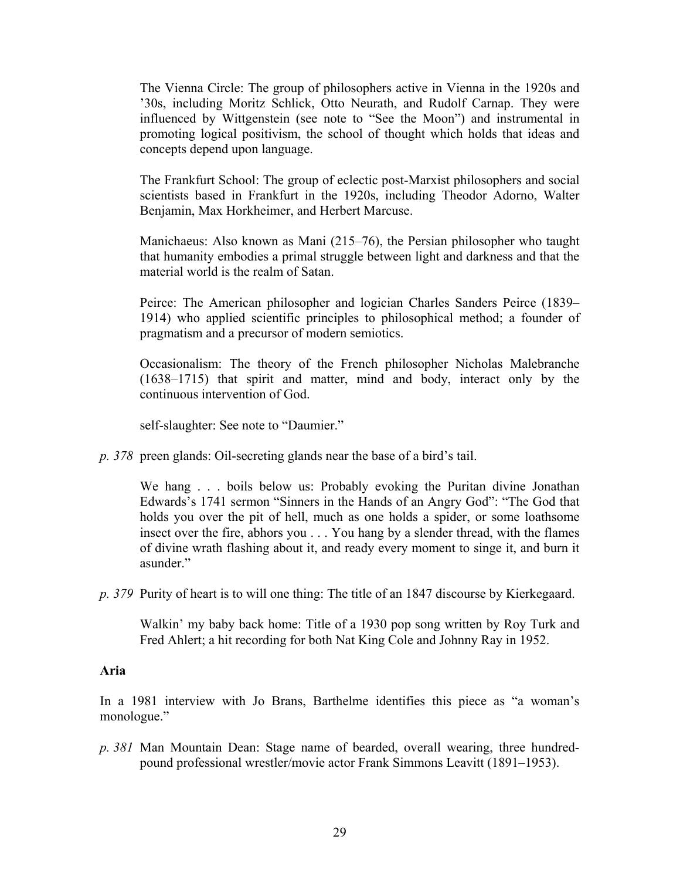The Vienna Circle: The group of philosophers active in Vienna in the 1920s and '30s, including Moritz Schlick, Otto Neurath, and Rudolf Carnap. They were influenced by Wittgenstein (see note to "See the Moon") and instrumental in promoting logical positivism, the school of thought which holds that ideas and concepts depend upon language.

The Frankfurt School: The group of eclectic post-Marxist philosophers and social scientists based in Frankfurt in the 1920s, including Theodor Adorno, Walter Benjamin, Max Horkheimer, and Herbert Marcuse.

Manichaeus: Also known as Mani (215–76), the Persian philosopher who taught that humanity embodies a primal struggle between light and darkness and that the material world is the realm of Satan.

Peirce: The American philosopher and logician Charles Sanders Peirce (1839–1914) who applied scientific principles to philosophical method; a founder of pragmatism and a precursor of modern semiotics.

Occasionalism: The theory of the French philosopher Nicholas Malebranche (1638–1715) that spirit and matter, mind and body, interact only by the continuous intervention of God.

self-slaughter: See note to "Daumier."

*p. 378* preen glands: Oil-secreting glands near the base of a bird's tail.

We hang . . . boils below us: Probably evoking the Puritan divine Jonathan Edwards's 1741 sermon "Sinners in the Hands of an Angry God": "The God that holds you over the pit of hell, much as one holds a spider, or some loathsome insect over the fire, abhors you . . . You hang by a slender thread, with the flames of divine wrath flashing about it, and ready every moment to singe it, and burn it asunder."

*p. 379* Purity of heart is to will one thing: The title of an 1847 discourse by Kierkegaard.

Walkin' my baby back home: Title of a 1930 pop song written by Roy Turk and Fred Ahlert; a hit recording for both Nat King Cole and Johnny Ray in 1952.

**Aria**

In a 1981 interview with Jo Brans, Barthelme identifies this piece as "a woman's monologue."

*p. 381* Man Mountain Dean: Stage name of bearded, overall wearing, three hundred-pound professional wrestler/movie actor Frank Simmons Leavitt (1891–1953).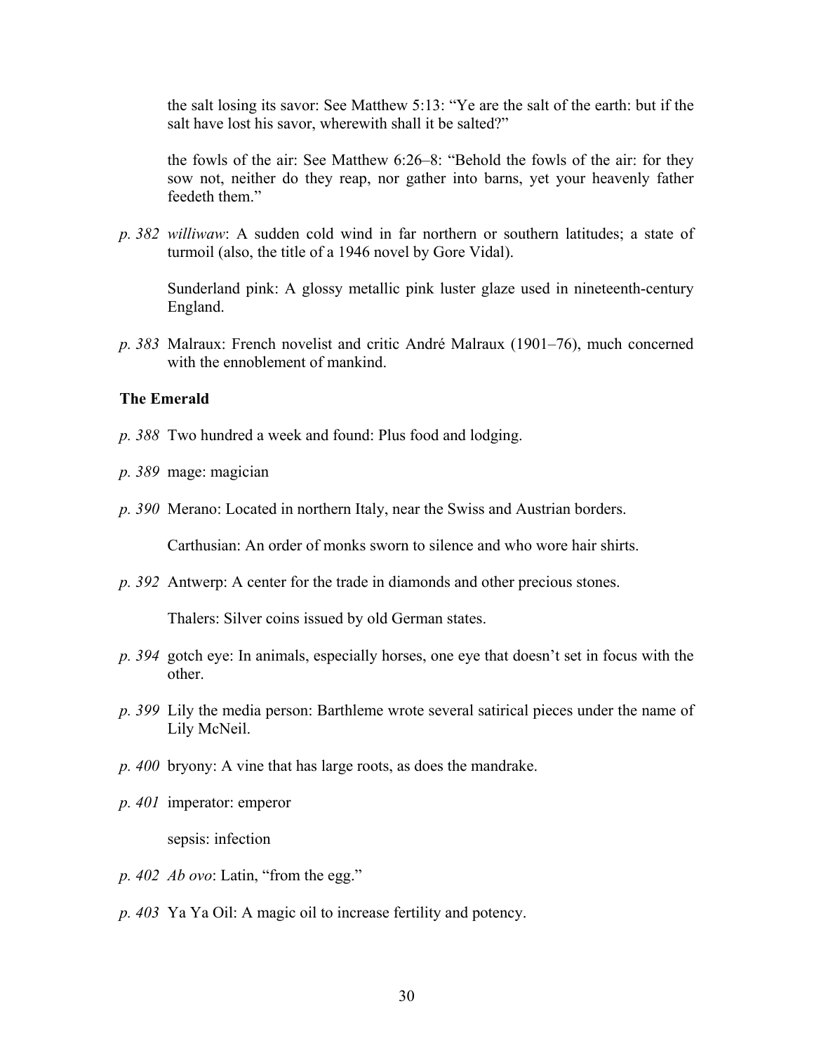the salt losing its savor: See Matthew 5:13: "Ye are the salt of the earth: but if the salt have lost his savor, wherewith shall it be salted?"

the fowls of the air: See Matthew 6:26–8: "Behold the fowls of the air: for they sow not, neither do they reap, nor gather into barns, yet your heavenly father feedeth them."

*p. 382* *williwaw*: A sudden cold wind in far northern or southern latitudes; a state of turmoil (also, the title of a 1946 novel by Gore Vidal).

Sunderland pink: A glossy metallic pink luster glaze used in nineteenth-century England.

*p. 383* Malraux: French novelist and critic André Malraux (1901–76), much concerned with the ennoblement of mankind.

**The Emerald**

*p. 388* Two hundred a week and found: Plus food and lodging.

*p. 389* mage: magician

*p. 390* Merano: Located in northern Italy, near the Swiss and Austrian borders.

Carthusian: An order of monks sworn to silence and who wore hair shirts.

*p. 392* Antwerp: A center for the trade in diamonds and other precious stones.

Thalers: Silver coins issued by old German states.

*p. 394* gotch eye: In animals, especially horses, one eye that doesn't set in focus with the other.

*p. 399* Lily the media person: Barthleme wrote several satirical pieces under the name of Lily McNeil.

*p. 400* bryony: A vine that has large roots, as does the mandrake.

*p. 401* imperator: emperor

sepsis: infection

*p. 402* *Ab ovo*: Latin, "from the egg."

*p. 403* Ya Ya Oil: A magic oil to increase fertility and potency.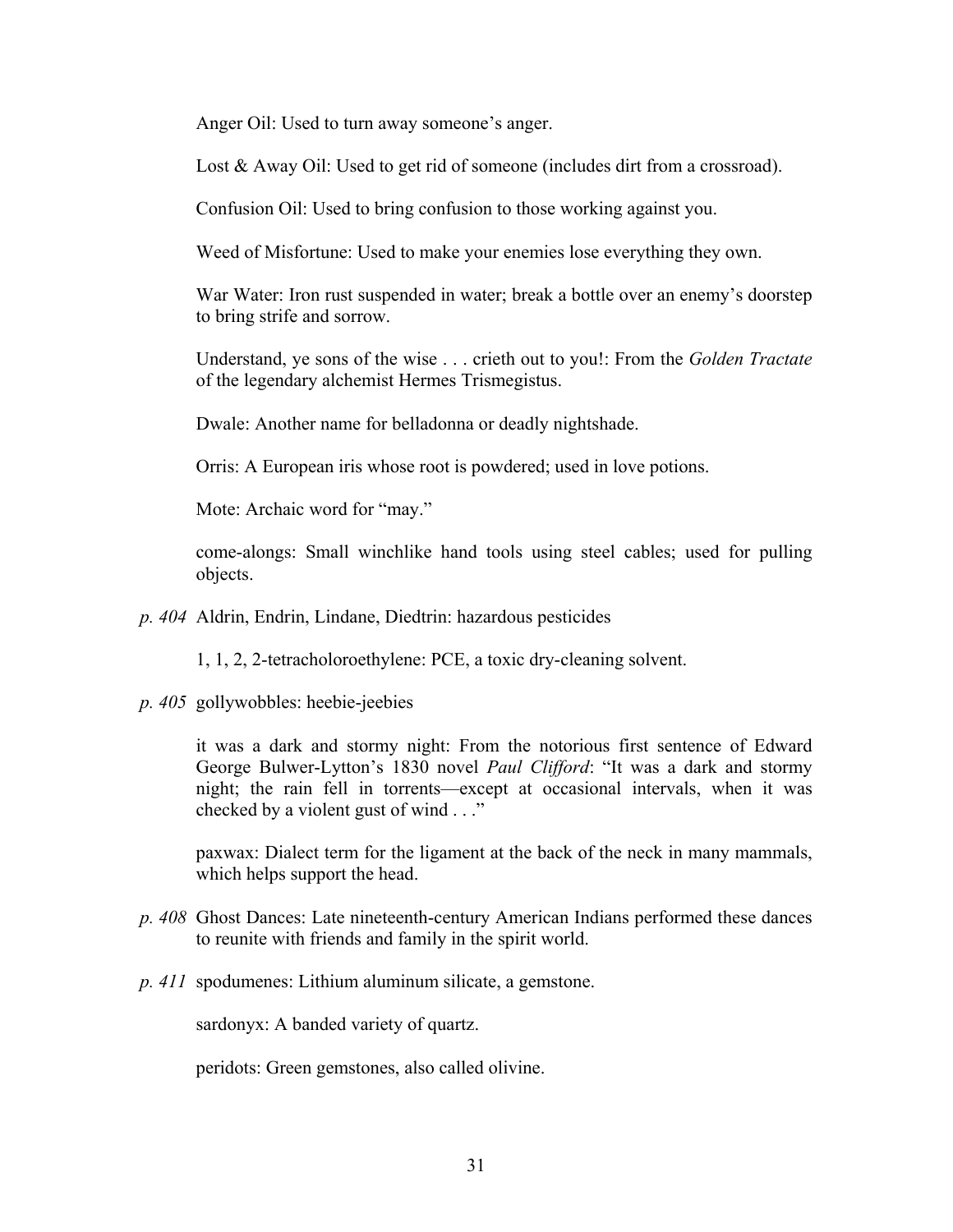Anger Oil: Used to turn away someone's anger.

Lost & Away Oil: Used to get rid of someone (includes dirt from a crossroad).

Confusion Oil: Used to bring confusion to those working against you.

Weed of Misfortune: Used to make your enemies lose everything they own.

War Water: Iron rust suspended in water; break a bottle over an enemy's doorstep to bring strife and sorrow.

Understand, ye sons of the wise . . . crieth out to you!: From the *Golden Tractate* of the legendary alchemist Hermes Trismegistus.

Dwale: Another name for belladonna or deadly nightshade.

Orris: A European iris whose root is powdered; used in love potions.

Mote: Archaic word for "may."

come-alongs: Small winchlike hand tools using steel cables; used for pulling objects.

*p. 404* Aldrin, Endrin, Lindane, Diedtrin: hazardous pesticides

1, 1, 2, 2-tetracholoroethylene: PCE, a toxic dry-cleaning solvent.

*p. 405* gollywobbles: heebie-jeebies

it was a dark and stormy night: From the notorious first sentence of Edward George Bulwer-Lytton's 1830 novel *Paul Clifford*: "It was a dark and stormy night; the rain fell in torrents—except at occasional intervals, when it was checked by a violent gust of wind . . ."

paxwax: Dialect term for the ligament at the back of the neck in many mammals, which helps support the head.

*p. 408* Ghost Dances: Late nineteenth-century American Indians performed these dances to reunite with friends and family in the spirit world.

*p. 411* spodumenes: Lithium aluminum silicate, a gemstone.

sardonyx: A banded variety of quartz.

peridots: Green gemstones, also called olivine.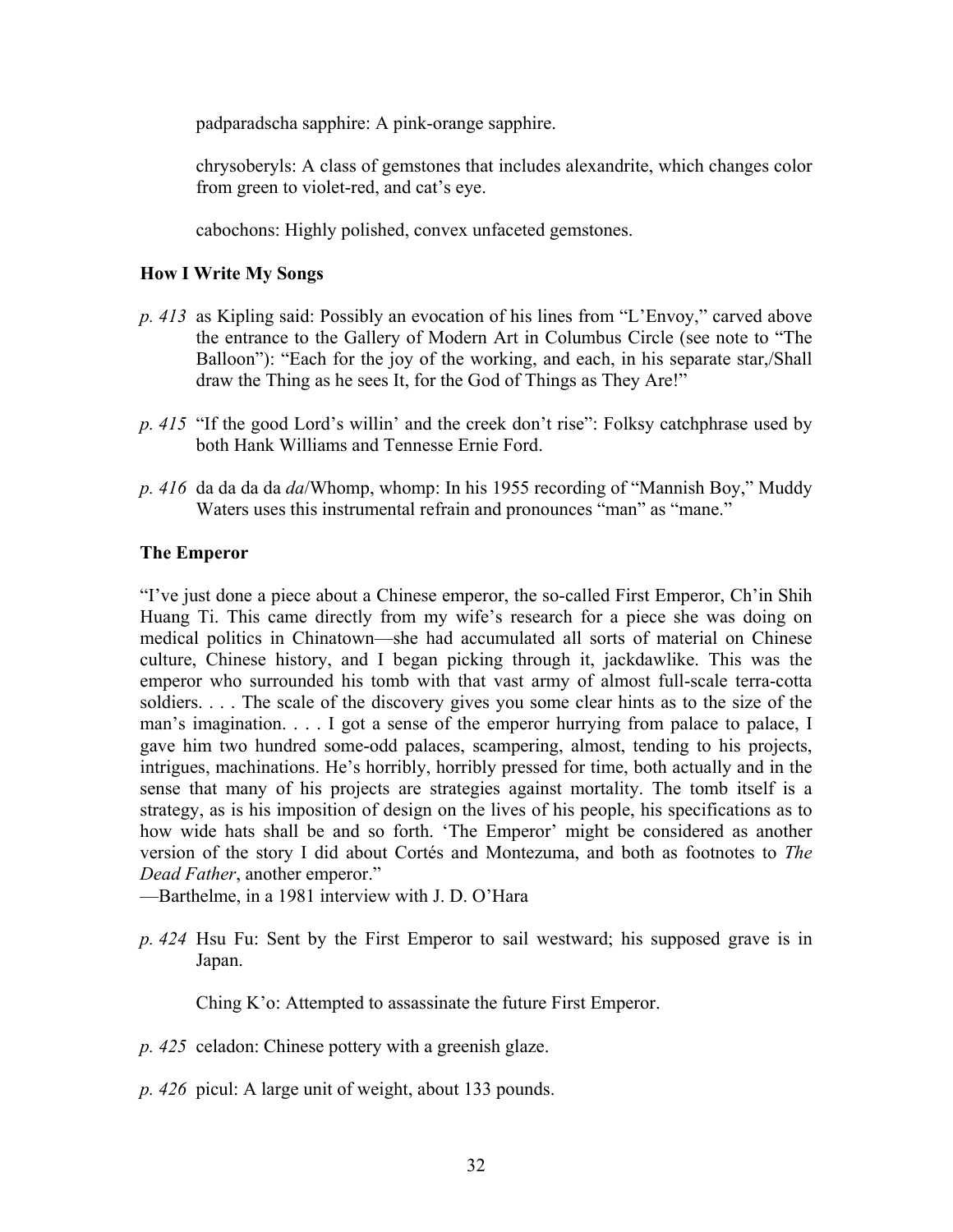padparadscha sapphire: A pink-orange sapphire.

chrysoberyls: A class of gemstones that includes alexandrite, which changes color from green to violet-red, and cat's eye.

cabochons: Highly polished, convex unfaceted gemstones.

### How I Write My Songs

*p. 413* as Kipling said: Possibly an evocation of his lines from "L'Envoy," carved above the entrance to the Gallery of Modern Art in Columbus Circle (see note to "The Balloon"): "Each for the joy of the working, and each, in his separate star,/Shall draw the Thing as he sees It, for the God of Things as They Are!"

*p. 415* "If the good Lord's willin' and the creek don't rise": Folksy catchphrase used by both Hank Williams and Tennesse Ernie Ford.

*p. 416* da da da da *da*/Whomp, whomp: In his 1955 recording of "Mannish Boy," Muddy Waters uses this instrumental refrain and pronounces "man" as "mane."

### The Emperor

"I've just done a piece about a Chinese emperor, the so-called First Emperor, Ch'in Shih Huang Ti. This came directly from my wife's research for a piece she was doing on medical politics in Chinatown—she had accumulated all sorts of material on Chinese culture, Chinese history, and I began picking through it, jackdawlike. This was the emperor who surrounded his tomb with that vast army of almost full-scale terra-cotta soldiers. . . . The scale of the discovery gives you some clear hints as to the size of the man's imagination. . . . I got a sense of the emperor hurrying from palace to palace, I gave him two hundred some-odd palaces, scampering, almost, tending to his projects, intrigues, machinations. He's horribly, horribly pressed for time, both actually and in the sense that many of his projects are strategies against mortality. The tomb itself is a strategy, as is his imposition of design on the lives of his people, his specifications as to how wide hats shall be and so forth. 'The Emperor' might be considered as another version of the story I did about Cortés and Montezuma, and both as footnotes to *The Dead Father*, another emperor."
—Barthelme, in a 1981 interview with J. D. O'Hara

*p. 424* Hsu Fu: Sent by the First Emperor to sail westward; his supposed grave is in Japan.

Ching K'o: Attempted to assassinate the future First Emperor.

*p. 425* celadon: Chinese pottery with a greenish glaze.

*p. 426* picul: A large unit of weight, about 133 pounds.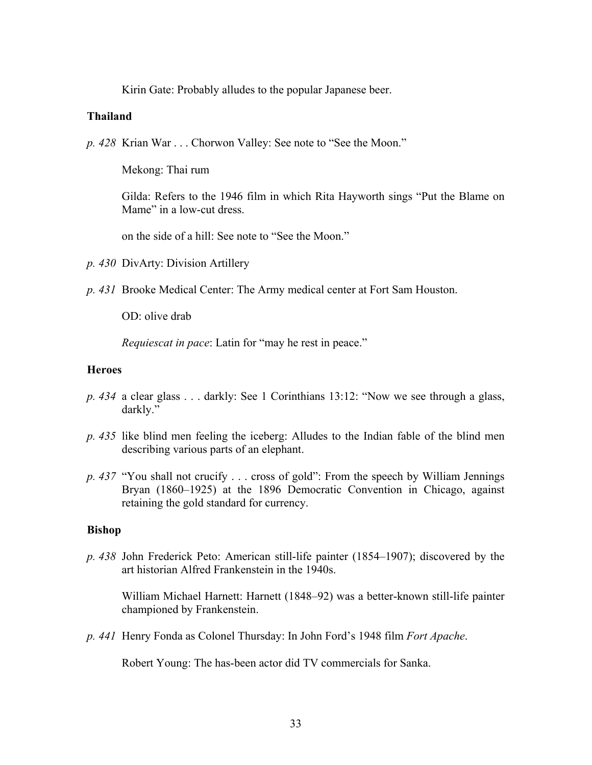Kirin Gate: Probably alludes to the popular Japanese beer.

### Thailand

*p. 428* Krian War . . . Chorwon Valley: See note to "See the Moon."

Mekong: Thai rum

Gilda: Refers to the 1946 film in which Rita Hayworth sings "Put the Blame on Mame" in a low-cut dress.

on the side of a hill: See note to "See the Moon."

*p. 430* DivArty: Division Artillery

*p. 431* Brooke Medical Center: The Army medical center at Fort Sam Houston.

OD: olive drab

*Requiescat in pace*: Latin for "may he rest in peace."

### Heroes

*p. 434* a clear glass . . . darkly: See 1 Corinthians 13:12: "Now we see through a glass, darkly."

*p. 435* like blind men feeling the iceberg: Alludes to the Indian fable of the blind men describing various parts of an elephant.

*p. 437* "You shall not crucify . . . cross of gold": From the speech by William Jennings Bryan (1860–1925) at the 1896 Democratic Convention in Chicago, against retaining the gold standard for currency.

### Bishop

*p. 438* John Frederick Peto: American still-life painter (1854–1907); discovered by the art historian Alfred Frankenstein in the 1940s.

William Michael Harnett: Harnett (1848–92) was a better-known still-life painter championed by Frankenstein.

*p. 441* Henry Fonda as Colonel Thursday: In John Ford's 1948 film *Fort Apache*.

Robert Young: The has-been actor did TV commercials for Sanka.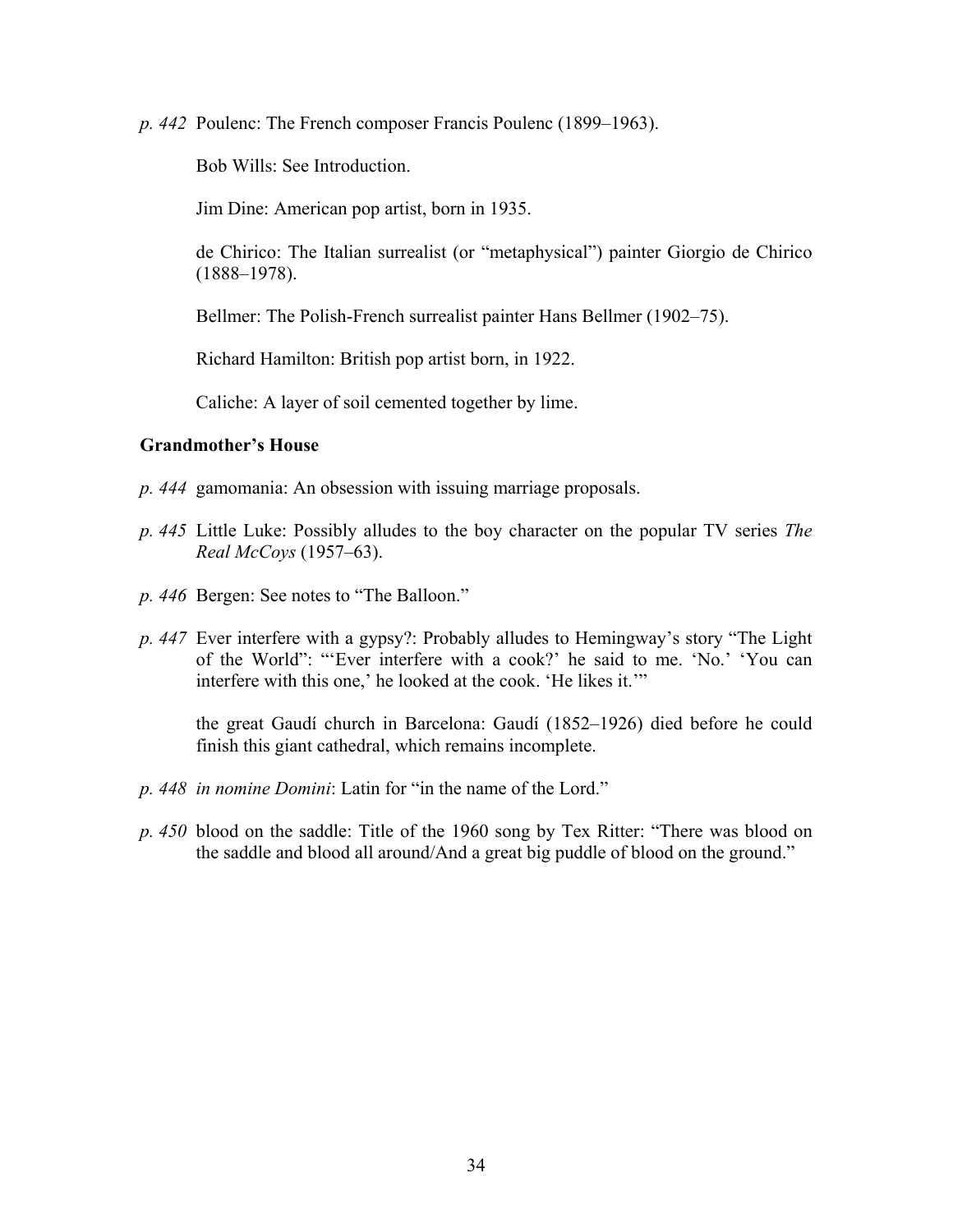*p. 442* Poulenc: The French composer Francis Poulenc (1899–1963).

Bob Wills: See Introduction.

Jim Dine: American pop artist, born in 1935.

de Chirico: The Italian surrealist (or "metaphysical") painter Giorgio de Chirico (1888–1978).

Bellmer: The Polish-French surrealist painter Hans Bellmer (1902–75).

Richard Hamilton: British pop artist born, in 1922.

Caliche: A layer of soil cemented together by lime.

**Grandmother's House**

*p. 444* gamomania: An obsession with issuing marriage proposals.

*p. 445* Little Luke: Possibly alludes to the boy character on the popular TV series *The Real McCoys* (1957–63).

*p. 446* Bergen: See notes to "The Balloon."

*p. 447* Ever interfere with a gypsy?: Probably alludes to Hemingway's story "The Light of the World": "'Ever interfere with a cook?' he said to me. 'No.' 'You can interfere with this one,' he looked at the cook. 'He likes it.'"

the great Gaudí church in Barcelona: Gaudí (1852–1926) died before he could finish this giant cathedral, which remains incomplete.

*p. 448* *in nomine Domini*: Latin for "in the name of the Lord."

*p. 450* blood on the saddle: Title of the 1960 song by Tex Ritter: "There was blood on the saddle and blood all around/And a great big puddle of blood on the ground."